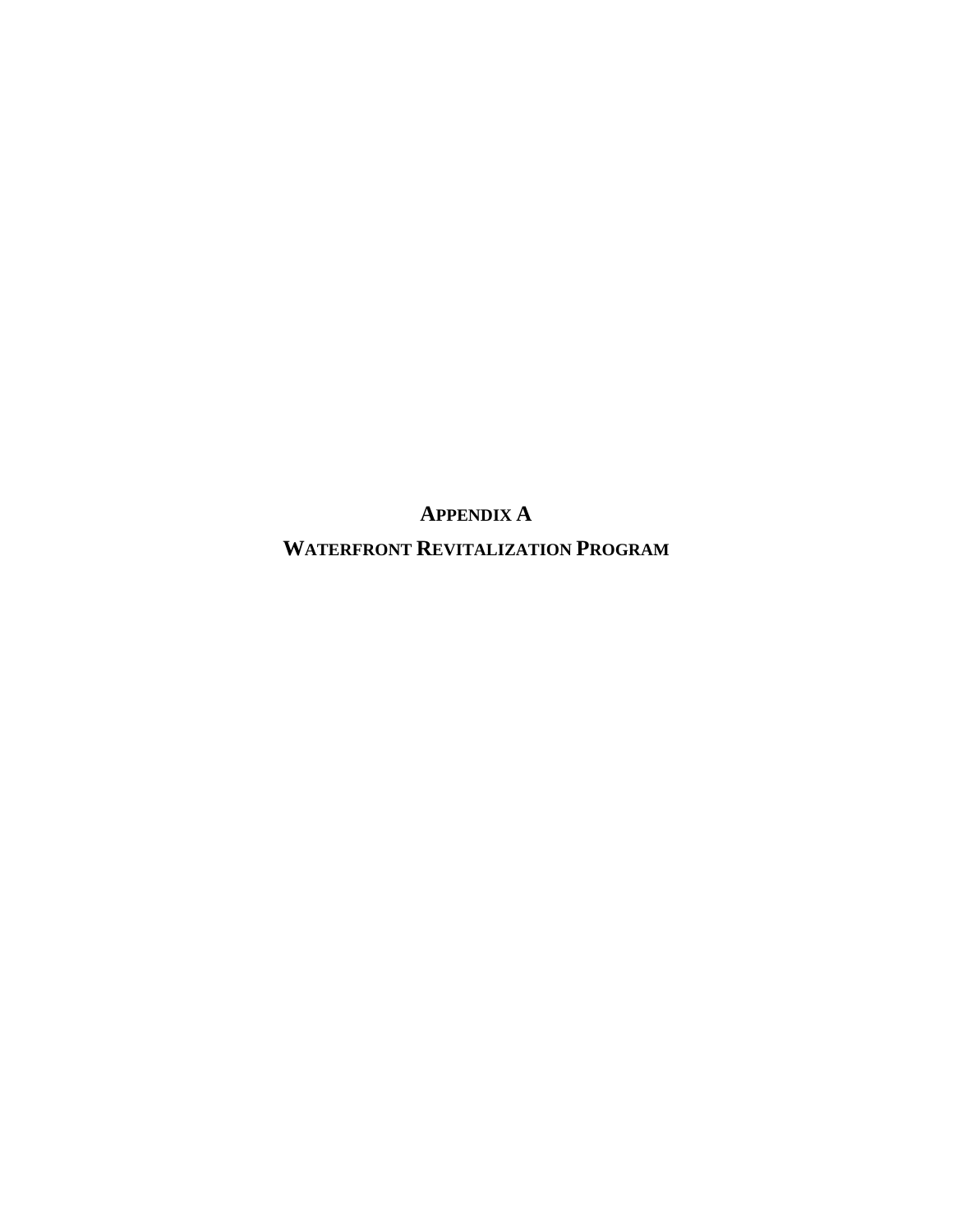# APPENDIX A

# WATERFRONT REVITALIZATION PROGRAM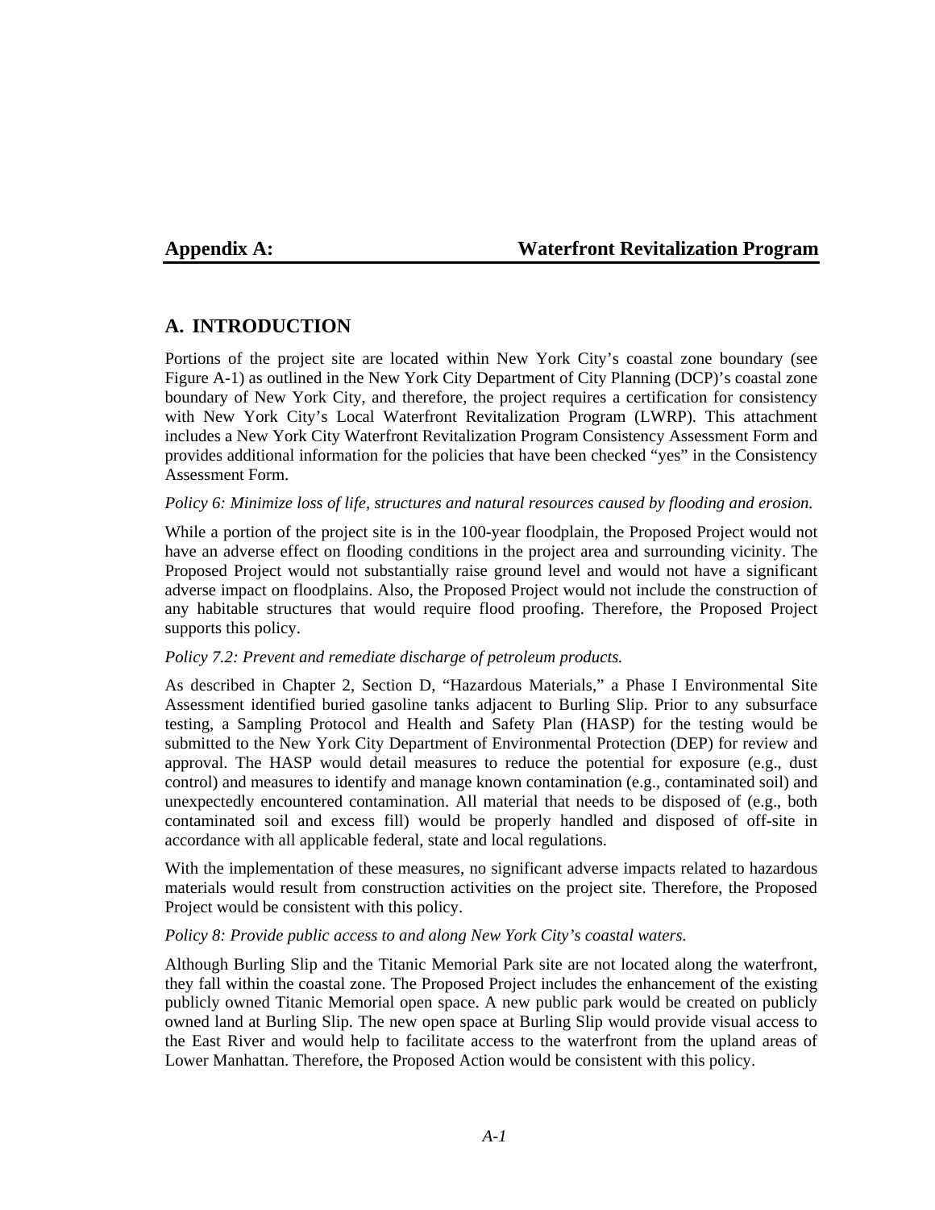# Appendix A: Waterfront Revitalization Program

## A. INTRODUCTION

Portions of the project site are located within New York City's coastal zone boundary (see Figure A-1) as outlined in the New York City Department of City Planning (DCP)'s coastal zone boundary of New York City, and therefore, the project requires a certification for consistency with New York City's Local Waterfront Revitalization Program (LWRP). This attachment includes a New York City Waterfront Revitalization Program Consistency Assessment Form and provides additional information for the policies that have been checked "yes" in the Consistency Assessment Form.

*Policy 6: Minimize loss of life, structures and natural resources caused by flooding and erosion.*

While a portion of the project site is in the 100-year floodplain, the Proposed Project would not have an adverse effect on flooding conditions in the project area and surrounding vicinity. The Proposed Project would not substantially raise ground level and would not have a significant adverse impact on floodplains. Also, the Proposed Project would not include the construction of any habitable structures that would require flood proofing. Therefore, the Proposed Project supports this policy.

*Policy 7.2: Prevent and remediate discharge of petroleum products.*

As described in Chapter 2, Section D, "Hazardous Materials," a Phase I Environmental Site Assessment identified buried gasoline tanks adjacent to Burling Slip. Prior to any subsurface testing, a Sampling Protocol and Health and Safety Plan (HASP) for the testing would be submitted to the New York City Department of Environmental Protection (DEP) for review and approval. The HASP would detail measures to reduce the potential for exposure (e.g., dust control) and measures to identify and manage known contamination (e.g., contaminated soil) and unexpectedly encountered contamination. All material that needs to be disposed of (e.g., both contaminated soil and excess fill) would be properly handled and disposed of off-site in accordance with all applicable federal, state and local regulations.

With the implementation of these measures, no significant adverse impacts related to hazardous materials would result from construction activities on the project site. Therefore, the Proposed Project would be consistent with this policy.

*Policy 8: Provide public access to and along New York City's coastal waters.*

Although Burling Slip and the Titanic Memorial Park site are not located along the waterfront, they fall within the coastal zone. The Proposed Project includes the enhancement of the existing publicly owned Titanic Memorial open space. A new public park would be created on publicly owned land at Burling Slip. The new open space at Burling Slip would provide visual access to the East River and would help to facilitate access to the waterfront from the upland areas of Lower Manhattan. Therefore, the Proposed Action would be consistent with this policy.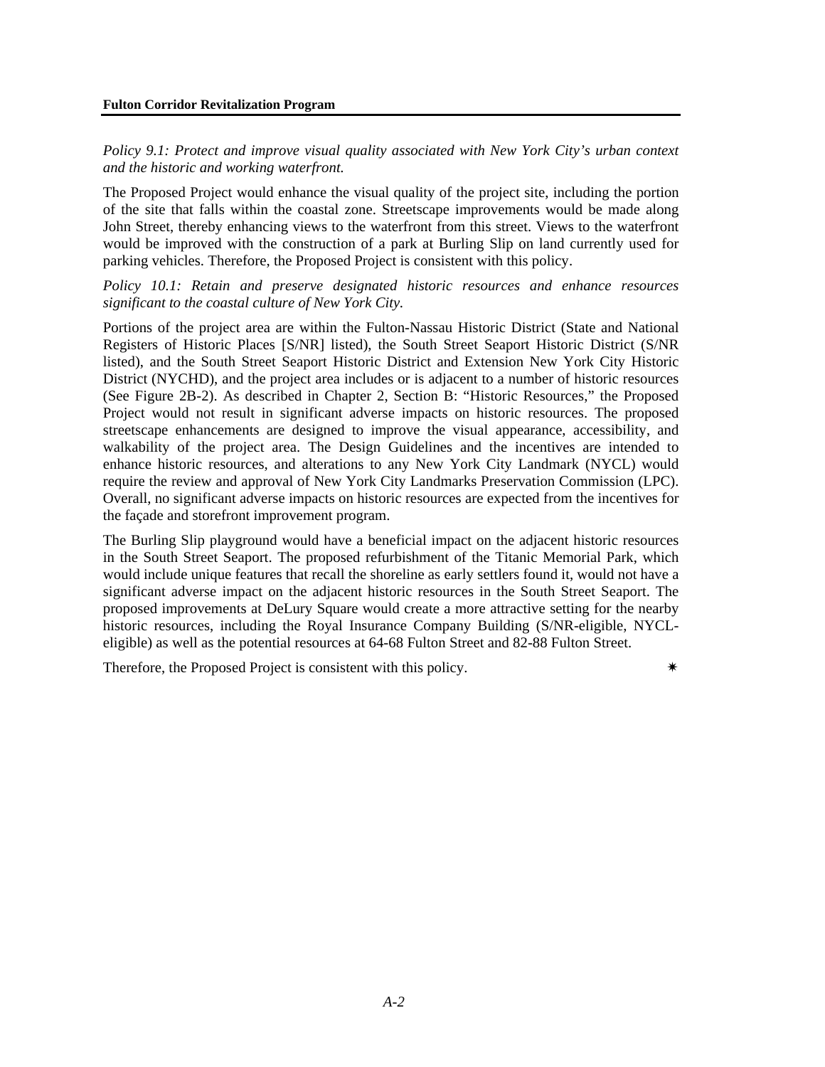*Policy 9.1: Protect and improve visual quality associated with New York City's urban context and the historic and working waterfront.*

The Proposed Project would enhance the visual quality of the project site, including the portion of the site that falls within the coastal zone. Streetscape improvements would be made along John Street, thereby enhancing views to the waterfront from this street. Views to the waterfront would be improved with the construction of a park at Burling Slip on land currently used for parking vehicles. Therefore, the Proposed Project is consistent with this policy.

*Policy 10.1: Retain and preserve designated historic resources and enhance resources significant to the coastal culture of New York City.*

Portions of the project area are within the Fulton-Nassau Historic District (State and National Registers of Historic Places [S/NR] listed), the South Street Seaport Historic District (S/NR listed), and the South Street Seaport Historic District and Extension New York City Historic District (NYCHD), and the project area includes or is adjacent to a number of historic resources (See Figure 2B-2). As described in Chapter 2, Section B: "Historic Resources," the Proposed Project would not result in significant adverse impacts on historic resources. The proposed streetscape enhancements are designed to improve the visual appearance, accessibility, and walkability of the project area. The Design Guidelines and the incentives are intended to enhance historic resources, and alterations to any New York City Landmark (NYCL) would require the review and approval of New York City Landmarks Preservation Commission (LPC). Overall, no significant adverse impacts on historic resources are expected from the incentives for the façade and storefront improvement program.

The Burling Slip playground would have a beneficial impact on the adjacent historic resources in the South Street Seaport. The proposed refurbishment of the Titanic Memorial Park, which would include unique features that recall the shoreline as early settlers found it, would not have a significant adverse impact on the adjacent historic resources in the South Street Seaport. The proposed improvements at DeLury Square would create a more attractive setting for the nearby historic resources, including the Royal Insurance Company Building (S/NR-eligible, NYCL-eligible) as well as the potential resources at 64-68 Fulton Street and 82-88 Fulton Street.

Therefore, the Proposed Project is consistent with this policy. *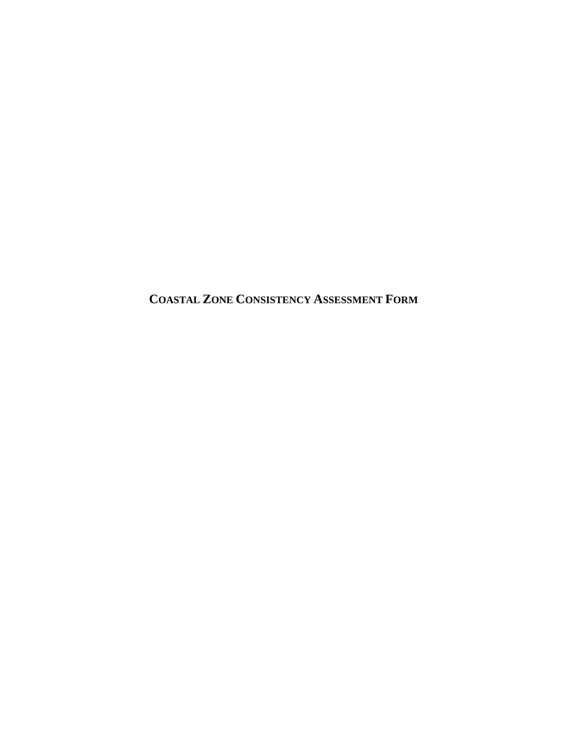# COASTAL ZONE CONSISTENCY ASSESSMENT FORM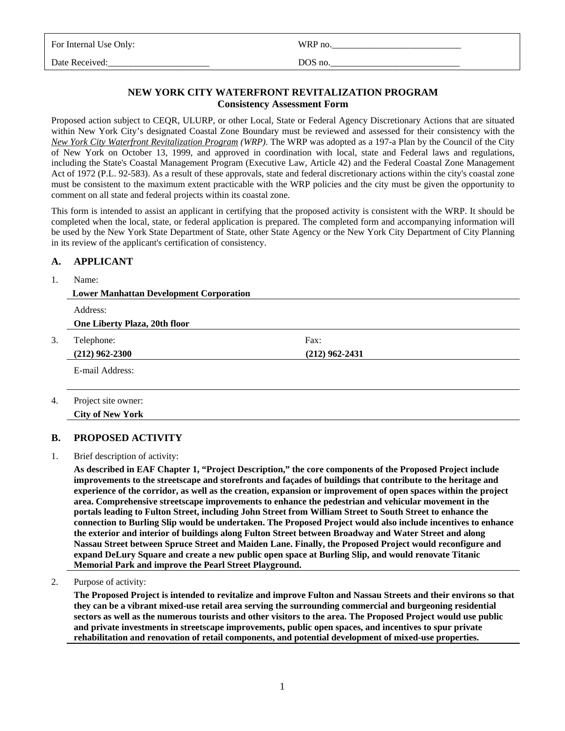| For Internal Use Only: | WRP no.____________________________ |
| --- | --- |
| Date Received:______________________ | DOS no.____________________________ |

# NEW YORK CITY WATERFRONT REVITALIZATION PROGRAM
## Consistency Assessment Form

Proposed action subject to CEQR, ULURP, or other Local, State or Federal Agency Discretionary Actions that are situated within New York City's designated Coastal Zone Boundary must be reviewed and assessed for their consistency with the *New York City Waterfront Revitalization Program (WRP)*. The WRP was adopted as a 197-a Plan by the Council of the City of New York on October 13, 1999, and approved in coordination with local, state and Federal laws and regulations, including the State's Coastal Management Program (Executive Law, Article 42) and the Federal Coastal Zone Management Act of 1972 (P.L. 92-583). As a result of these approvals, state and federal discretionary actions within the city's coastal zone must be consistent to the maximum extent practicable with the WRP policies and the city must be given the opportunity to comment on all state and federal projects within its coastal zone.

This form is intended to assist an applicant in certifying that the proposed activity is consistent with the WRP. It should be completed when the local, state, or federal application is prepared. The completed form and accompanying information will be used by the New York State Department of State, other State Agency or the New York City Department of City Planning in its review of the applicant's certification of consistency.

## A. APPLICANT

1. Name:

   **Lower Manhattan Development Corporation**

   Address:

   **One Liberty Plaza, 20th floor**

3. Telephone: **(212) 962-2300** Fax: **(212) 962-2431**

   E-mail Address:

4. Project site owner:

   **City of New York**

## B. PROPOSED ACTIVITY

1. Brief description of activity:

   **As described in EAF Chapter 1, "Project Description," the core components of the Proposed Project include improvements to the streetscape and storefronts and façades of buildings that contribute to the heritage and experience of the corridor, as well as the creation, expansion or improvement of open spaces within the project area. Comprehensive streetscape improvements to enhance the pedestrian and vehicular movement in the portals leading to Fulton Street, including John Street from William Street to South Street to enhance the connection to Burling Slip would be undertaken. The Proposed Project would also include incentives to enhance the exterior and interior of buildings along Fulton Street between Broadway and Water Street and along Nassau Street between Spruce Street and Maiden Lane. Finally, the Proposed Project would reconfigure and expand DeLury Square and create a new public open space at Burling Slip, and would renovate Titanic Memorial Park and improve the Pearl Street Playground.**

2. Purpose of activity:

   **The Proposed Project is intended to revitalize and improve Fulton and Nassau Streets and their environs so that they can be a vibrant mixed-use retail area serving the surrounding commercial and burgeoning residential sectors as well as the numerous tourists and other visitors to the area. The Proposed Project would use public and private investments in streetscape improvements, public open spaces, and incentives to spur private rehabilitation and renovation of retail components, and potential development of mixed-use properties.**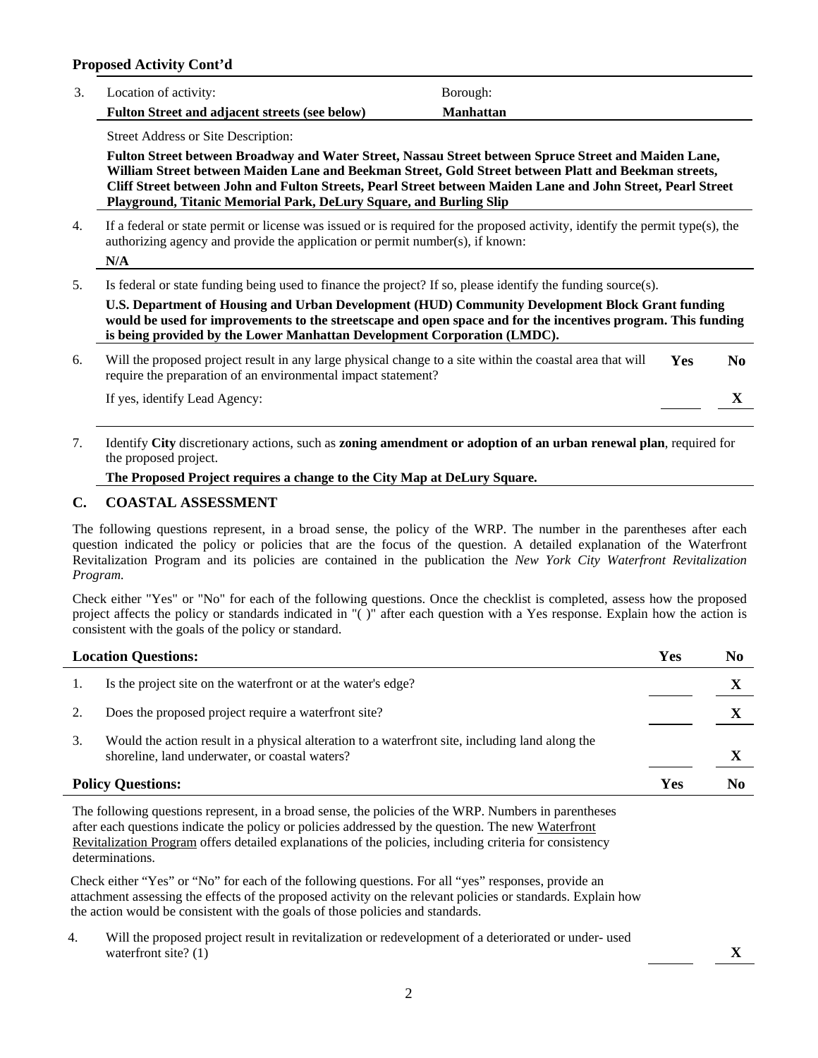**Proposed Activity Cont'd**

3. Location of activity: **Fulton Street and adjacent streets (see below)**

   Borough: **Manhattan**

   Street Address or Site Description:

   **Fulton Street between Broadway and Water Street, Nassau Street between Spruce Street and Maiden Lane, William Street between Maiden Lane and Beekman Street, Gold Street between Platt and Beekman streets, Cliff Street between John and Fulton Streets, Pearl Street between Maiden Lane and John Street, Pearl Street Playground, Titanic Memorial Park, DeLury Square, and Burling Slip**

4. If a federal or state permit or license was issued or is required for the proposed activity, identify the permit type(s), the authorizing agency and provide the application or permit number(s), if known:

   **N/A**

5. Is federal or state funding being used to finance the project? If so, please identify the funding source(s).

   **U.S. Department of Housing and Urban Development (HUD) Community Development Block Grant funding would be used for improvements to the streetscape and open space and for the incentives program. This funding is being provided by the Lower Manhattan Development Corporation (LMDC).**

| | | Yes | No |
|---|---|---|---|
| 6. | Will the proposed project result in any large physical change to a site within the coastal area that will require the preparation of an environmental impact statement? | | |
| | If yes, identify Lead Agency: | | **X** |

7. Identify **City** discretionary actions, such as **zoning amendment or adoption of an urban renewal plan**, required for the proposed project.

   **The Proposed Project requires a change to the City Map at DeLury Square.**

## C. COASTAL ASSESSMENT

The following questions represent, in a broad sense, the policy of the WRP. The number in the parentheses after each question indicated the policy or policies that are the focus of the question. A detailed explanation of the Waterfront Revitalization Program and its policies are contained in the publication the *New York City Waterfront Revitalization Program.*

Check either "Yes" or "No" for each of the following questions. Once the checklist is completed, assess how the proposed project affects the policy or standards indicated in "( )" after each question with a Yes response. Explain how the action is consistent with the goals of the policy or standard.

| **Location Questions:** | | **Yes** | **No** |
|---|---|---|---|
| 1. | Is the project site on the waterfront or at the water's edge? | | **X** |
| 2. | Does the proposed project require a waterfront site? | | **X** |
| 3. | Would the action result in a physical alteration to a waterfront site, including land along the shoreline, land underwater, or coastal waters? | | **X** |

| **Policy Questions:** | | **Yes** | **No** |
|---|---|---|---|

The following questions represent, in a broad sense, the policies of the WRP. Numbers in parentheses after each questions indicate the policy or policies addressed by the question. The new Waterfront Revitalization Program offers detailed explanations of the policies, including criteria for consistency determinations.

Check either "Yes" or "No" for each of the following questions. For all "yes" responses, provide an attachment assessing the effects of the proposed activity on the relevant policies or standards. Explain how the action would be consistent with the goals of those policies and standards.

| | | Yes | No |
|---|---|---|---|
| 4. | Will the proposed project result in revitalization or redevelopment of a deteriorated or under- used waterfront site? (1) | | **X** |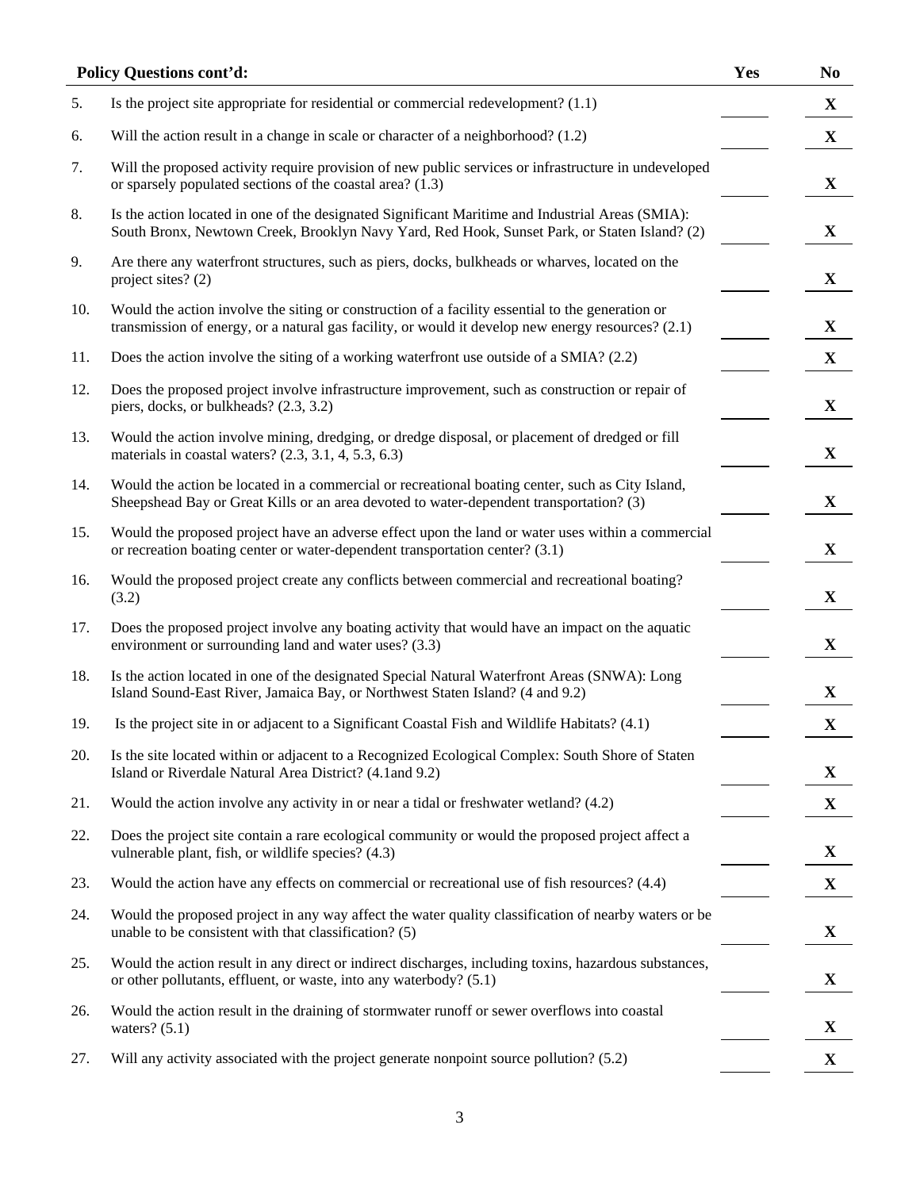|  | **Policy Questions cont'd:** | **Yes** | **No** |
|---|---|---|---|
| 5. | Is the project site appropriate for residential or commercial redevelopment? (1.1) |  | **X** |
| 6. | Will the action result in a change in scale or character of a neighborhood? (1.2) |  | **X** |
| 7. | Will the proposed activity require provision of new public services or infrastructure in undeveloped or sparsely populated sections of the coastal area? (1.3) |  | **X** |
| 8. | Is the action located in one of the designated Significant Maritime and Industrial Areas (SMIA): South Bronx, Newtown Creek, Brooklyn Navy Yard, Red Hook, Sunset Park, or Staten Island? (2) |  | **X** |
| 9. | Are there any waterfront structures, such as piers, docks, bulkheads or wharves, located on the project sites? (2) |  | **X** |
| 10. | Would the action involve the siting or construction of a facility essential to the generation or transmission of energy, or a natural gas facility, or would it develop new energy resources? (2.1) |  | **X** |
| 11. | Does the action involve the siting of a working waterfront use outside of a SMIA? (2.2) |  | **X** |
| 12. | Does the proposed project involve infrastructure improvement, such as construction or repair of piers, docks, or bulkheads? (2.3, 3.2) |  | **X** |
| 13. | Would the action involve mining, dredging, or dredge disposal, or placement of dredged or fill materials in coastal waters? (2.3, 3.1, 4, 5.3, 6.3) |  | **X** |
| 14. | Would the action be located in a commercial or recreational boating center, such as City Island, Sheepshead Bay or Great Kills or an area devoted to water-dependent transportation? (3) |  | **X** |
| 15. | Would the proposed project have an adverse effect upon the land or water uses within a commercial or recreation boating center or water-dependent transportation center? (3.1) |  | **X** |
| 16. | Would the proposed project create any conflicts between commercial and recreational boating? (3.2) |  | **X** |
| 17. | Does the proposed project involve any boating activity that would have an impact on the aquatic environment or surrounding land and water uses? (3.3) |  | **X** |
| 18. | Is the action located in one of the designated Special Natural Waterfront Areas (SNWA): Long Island Sound-East River, Jamaica Bay, or Northwest Staten Island? (4 and 9.2) |  | **X** |
| 19. | Is the project site in or adjacent to a Significant Coastal Fish and Wildlife Habitats? (4.1) |  | **X** |
| 20. | Is the site located within or adjacent to a Recognized Ecological Complex: South Shore of Staten Island or Riverdale Natural Area District? (4.1and 9.2) |  | **X** |
| 21. | Would the action involve any activity in or near a tidal or freshwater wetland? (4.2) |  | **X** |
| 22. | Does the project site contain a rare ecological community or would the proposed project affect a vulnerable plant, fish, or wildlife species? (4.3) |  | **X** |
| 23. | Would the action have any effects on commercial or recreational use of fish resources? (4.4) |  | **X** |
| 24. | Would the proposed project in any way affect the water quality classification of nearby waters or be unable to be consistent with that classification? (5) |  | **X** |
| 25. | Would the action result in any direct or indirect discharges, including toxins, hazardous substances, or other pollutants, effluent, or waste, into any waterbody? (5.1) |  | **X** |
| 26. | Would the action result in the draining of stormwater runoff or sewer overflows into coastal waters? (5.1) |  | **X** |
| 27. | Will any activity associated with the project generate nonpoint source pollution? (5.2) |  | **X** |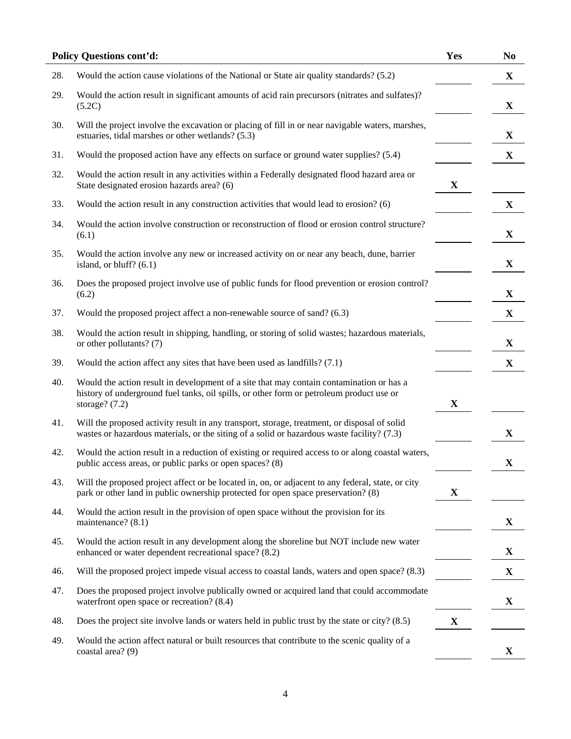| | **Policy Questions cont'd:** | **Yes** | **No** |
|---|---|---|---|
| 28. | Would the action cause violations of the National or State air quality standards? (5.2) | | **X** |
| 29. | Would the action result in significant amounts of acid rain precursors (nitrates and sulfates)? (5.2C) | | **X** |
| 30. | Will the project involve the excavation or placing of fill in or near navigable waters, marshes, estuaries, tidal marshes or other wetlands? (5.3) | | **X** |
| 31. | Would the proposed action have any effects on surface or ground water supplies? (5.4) | | **X** |
| 32. | Would the action result in any activities within a Federally designated flood hazard area or State designated erosion hazards area? (6) | **X** | |
| 33. | Would the action result in any construction activities that would lead to erosion? (6) | | **X** |
| 34. | Would the action involve construction or reconstruction of flood or erosion control structure? (6.1) | | **X** |
| 35. | Would the action involve any new or increased activity on or near any beach, dune, barrier island, or bluff? (6.1) | | **X** |
| 36. | Does the proposed project involve use of public funds for flood prevention or erosion control? (6.2) | | **X** |
| 37. | Would the proposed project affect a non-renewable source of sand? (6.3) | | **X** |
| 38. | Would the action result in shipping, handling, or storing of solid wastes; hazardous materials, or other pollutants? (7) | | **X** |
| 39. | Would the action affect any sites that have been used as landfills? (7.1) | | **X** |
| 40. | Would the action result in development of a site that may contain contamination or has a history of underground fuel tanks, oil spills, or other form or petroleum product use or storage? (7.2) | **X** | |
| 41. | Will the proposed activity result in any transport, storage, treatment, or disposal of solid wastes or hazardous materials, or the siting of a solid or hazardous waste facility? (7.3) | | **X** |
| 42. | Would the action result in a reduction of existing or required access to or along coastal waters, public access areas, or public parks or open spaces? (8) | | **X** |
| 43. | Will the proposed project affect or be located in, on, or adjacent to any federal, state, or city park or other land in public ownership protected for open space preservation? (8) | **X** | |
| 44. | Would the action result in the provision of open space without the provision for its maintenance? (8.1) | | **X** |
| 45. | Would the action result in any development along the shoreline but NOT include new water enhanced or water dependent recreational space? (8.2) | | **X** |
| 46. | Will the proposed project impede visual access to coastal lands, waters and open space? (8.3) | | **X** |
| 47. | Does the proposed project involve publically owned or acquired land that could accommodate waterfront open space or recreation? (8.4) | | **X** |
| 48. | Does the project site involve lands or waters held in public trust by the state or city? (8.5) | **X** | |
| 49. | Would the action affect natural or built resources that contribute to the scenic quality of a coastal area? (9) | | **X** |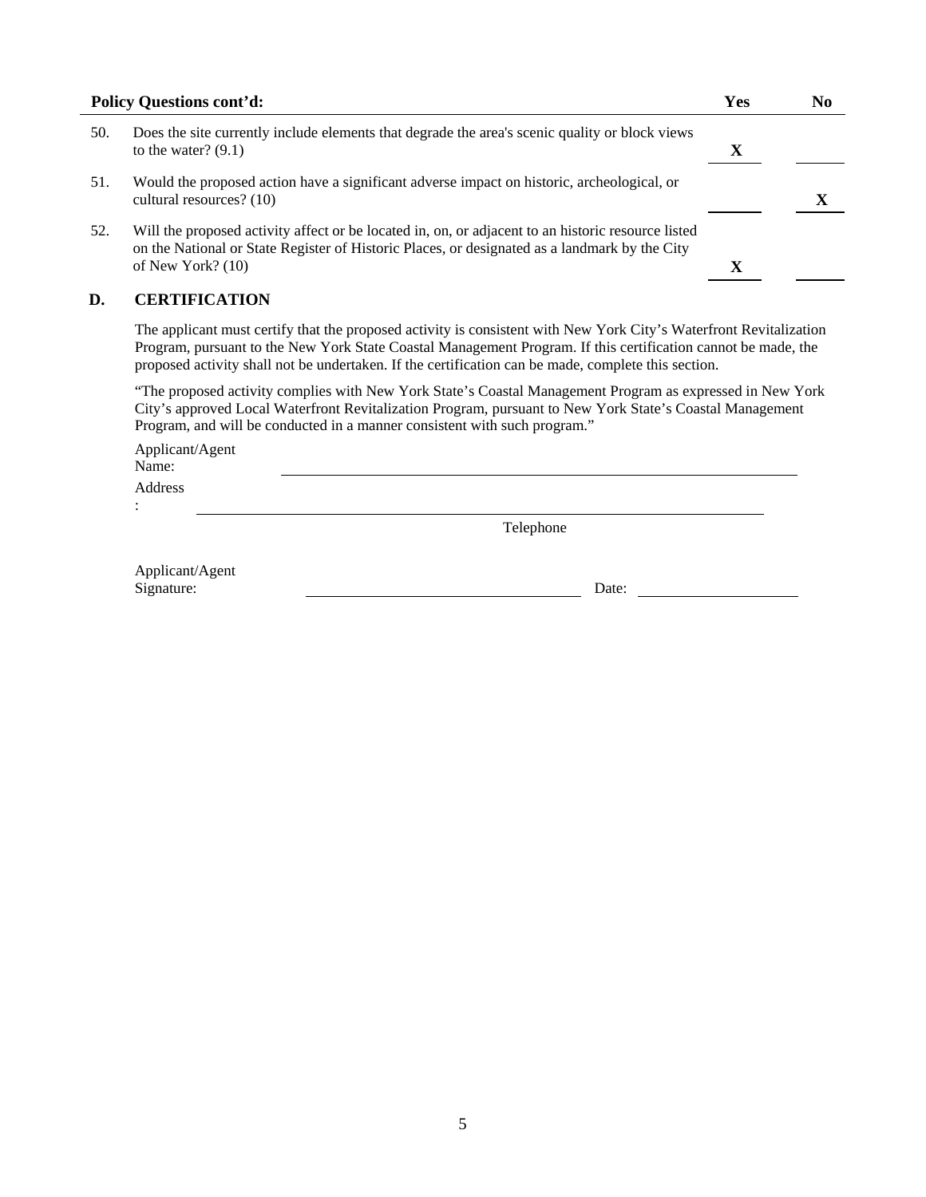| Policy Questions cont'd: | | Yes | No |
|---|---|---|---|
| 50. | Does the site currently include elements that degrade the area's scenic quality or block views to the water? (9.1) | X | |
| 51. | Would the proposed action have a significant adverse impact on historic, archeological, or cultural resources? (10) | | X |
| 52. | Will the proposed activity affect or be located in, on, or adjacent to an historic resource listed on the National or State Register of Historic Places, or designated as a landmark by the City of New York? (10) | X | |

## D. CERTIFICATION

The applicant must certify that the proposed activity is consistent with New York City's Waterfront Revitalization Program, pursuant to the New York State Coastal Management Program. If this certification cannot be made, the proposed activity shall not be undertaken. If the certification can be made, complete this section.

"The proposed activity complies with New York State's Coastal Management Program as expressed in New York City's approved Local Waterfront Revitalization Program, pursuant to New York State's Coastal Management Program, and will be conducted in a manner consistent with such program."

Applicant/Agent Name: ______________________________

Address: ______________________________

Telephone

Applicant/Agent Signature: ______________________________ Date: ______________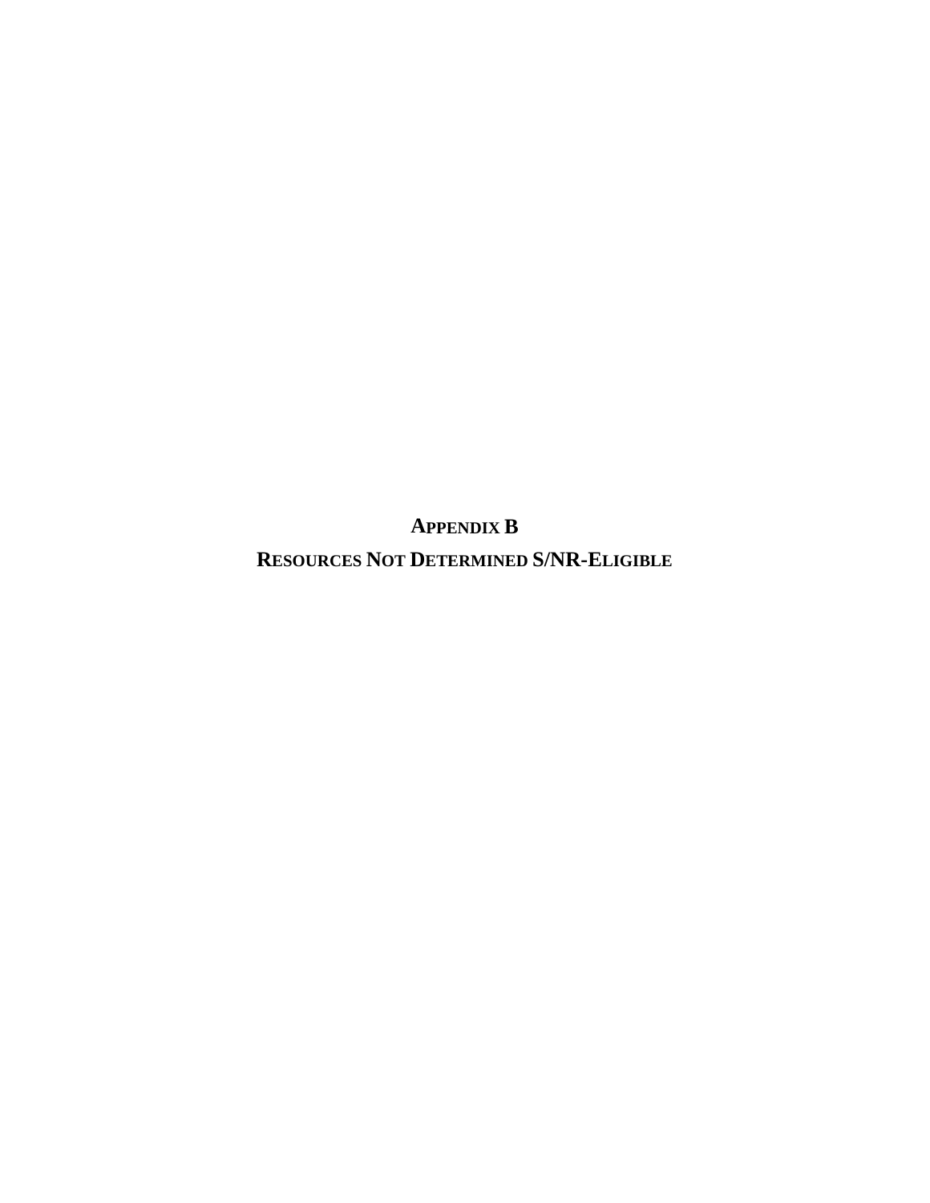# APPENDIX B

## RESOURCES NOT DETERMINED S/NR-ELIGIBLE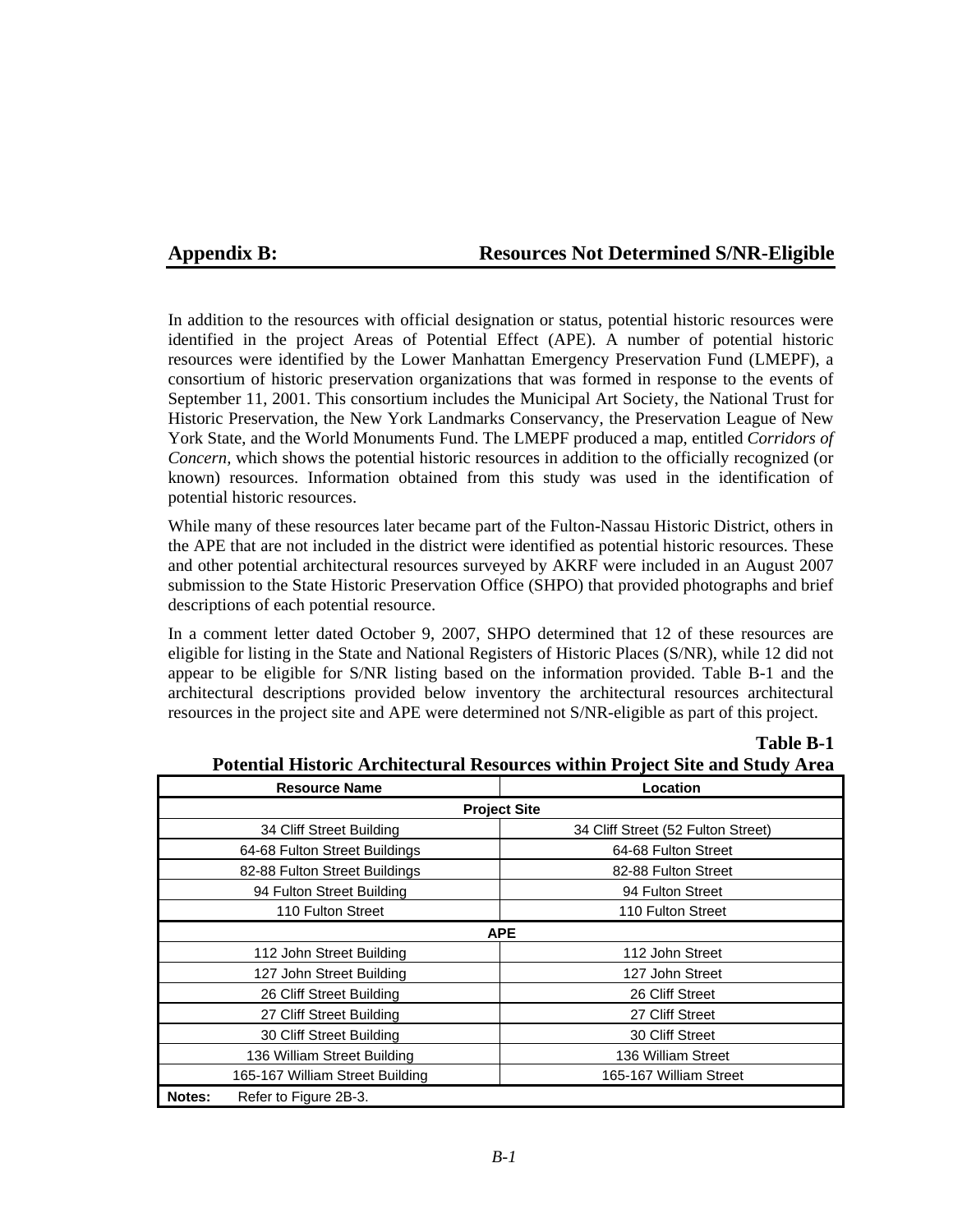# Appendix B: Resources Not Determined S/NR-Eligible

In addition to the resources with official designation or status, potential historic resources were identified in the project Areas of Potential Effect (APE). A number of potential historic resources were identified by the Lower Manhattan Emergency Preservation Fund (LMEPF), a consortium of historic preservation organizations that was formed in response to the events of September 11, 2001. This consortium includes the Municipal Art Society, the National Trust for Historic Preservation, the New York Landmarks Conservancy, the Preservation League of New York State, and the World Monuments Fund. The LMEPF produced a map, entitled *Corridors of Concern*, which shows the potential historic resources in addition to the officially recognized (or known) resources. Information obtained from this study was used in the identification of potential historic resources.

While many of these resources later became part of the Fulton-Nassau Historic District, others in the APE that are not included in the district were identified as potential historic resources. These and other potential architectural resources surveyed by AKRF were included in an August 2007 submission to the State Historic Preservation Office (SHPO) that provided photographs and brief descriptions of each potential resource.

In a comment letter dated October 9, 2007, SHPO determined that 12 of these resources are eligible for listing in the State and National Registers of Historic Places (S/NR), while 12 did not appear to be eligible for S/NR listing based on the information provided. Table B-1 and the architectural descriptions provided below inventory the architectural resources architectural resources in the project site and APE were determined not S/NR-eligible as part of this project.

**Table B-1**
**Potential Historic Architectural Resources within Project Site and Study Area**

| Resource Name | Location |
|---|---|
| **Project Site** | |
| 34 Cliff Street Building | 34 Cliff Street (52 Fulton Street) |
| 64-68 Fulton Street Buildings | 64-68 Fulton Street |
| 82-88 Fulton Street Buildings | 82-88 Fulton Street |
| 94 Fulton Street Building | 94 Fulton Street |
| 110 Fulton Street | 110 Fulton Street |
| **APE** | |
| 112 John Street Building | 112 John Street |
| 127 John Street Building | 127 John Street |
| 26 Cliff Street Building | 26 Cliff Street |
| 27 Cliff Street Building | 27 Cliff Street |
| 30 Cliff Street Building | 30 Cliff Street |
| 136 William Street Building | 136 William Street |
| 165-167 William Street Building | 165-167 William Street |

**Notes:** Refer to Figure 2B-3.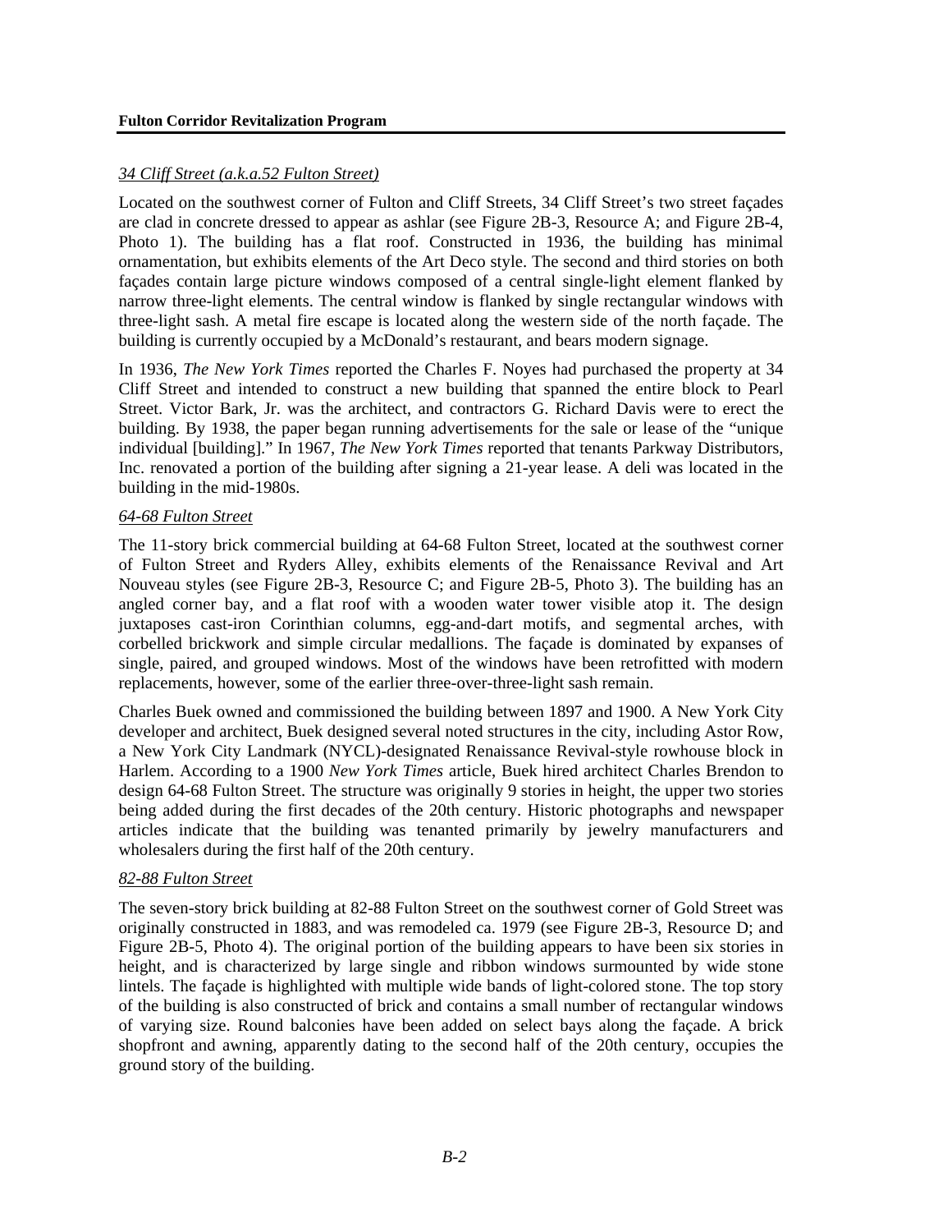### *34 Cliff Street (a.k.a.52 Fulton Street)*

Located on the southwest corner of Fulton and Cliff Streets, 34 Cliff Street's two street façades are clad in concrete dressed to appear as ashlar (see Figure 2B-3, Resource A; and Figure 2B-4, Photo 1). The building has a flat roof. Constructed in 1936, the building has minimal ornamentation, but exhibits elements of the Art Deco style. The second and third stories on both façades contain large picture windows composed of a central single-light element flanked by narrow three-light elements. The central window is flanked by single rectangular windows with three-light sash. A metal fire escape is located along the western side of the north façade. The building is currently occupied by a McDonald's restaurant, and bears modern signage.

In 1936, *The New York Times* reported the Charles F. Noyes had purchased the property at 34 Cliff Street and intended to construct a new building that spanned the entire block to Pearl Street. Victor Bark, Jr. was the architect, and contractors G. Richard Davis were to erect the building. By 1938, the paper began running advertisements for the sale or lease of the "unique individual [building]." In 1967, *The New York Times* reported that tenants Parkway Distributors, Inc. renovated a portion of the building after signing a 21-year lease. A deli was located in the building in the mid-1980s.

### *64-68 Fulton Street*

The 11-story brick commercial building at 64-68 Fulton Street, located at the southwest corner of Fulton Street and Ryders Alley, exhibits elements of the Renaissance Revival and Art Nouveau styles (see Figure 2B-3, Resource C; and Figure 2B-5, Photo 3). The building has an angled corner bay, and a flat roof with a wooden water tower visible atop it. The design juxtaposes cast-iron Corinthian columns, egg-and-dart motifs, and segmental arches, with corbelled brickwork and simple circular medallions. The façade is dominated by expanses of single, paired, and grouped windows. Most of the windows have been retrofitted with modern replacements, however, some of the earlier three-over-three-light sash remain.

Charles Buek owned and commissioned the building between 1897 and 1900. A New York City developer and architect, Buek designed several noted structures in the city, including Astor Row, a New York City Landmark (NYCL)-designated Renaissance Revival-style rowhouse block in Harlem. According to a 1900 *New York Times* article, Buek hired architect Charles Brendon to design 64-68 Fulton Street. The structure was originally 9 stories in height, the upper two stories being added during the first decades of the 20th century. Historic photographs and newspaper articles indicate that the building was tenanted primarily by jewelry manufacturers and wholesalers during the first half of the 20th century.

### *82-88 Fulton Street*

The seven-story brick building at 82-88 Fulton Street on the southwest corner of Gold Street was originally constructed in 1883, and was remodeled ca. 1979 (see Figure 2B-3, Resource D; and Figure 2B-5, Photo 4). The original portion of the building appears to have been six stories in height, and is characterized by large single and ribbon windows surmounted by wide stone lintels. The façade is highlighted with multiple wide bands of light-colored stone. The top story of the building is also constructed of brick and contains a small number of rectangular windows of varying size. Round balconies have been added on select bays along the façade. A brick shopfront and awning, apparently dating to the second half of the 20th century, occupies the ground story of the building.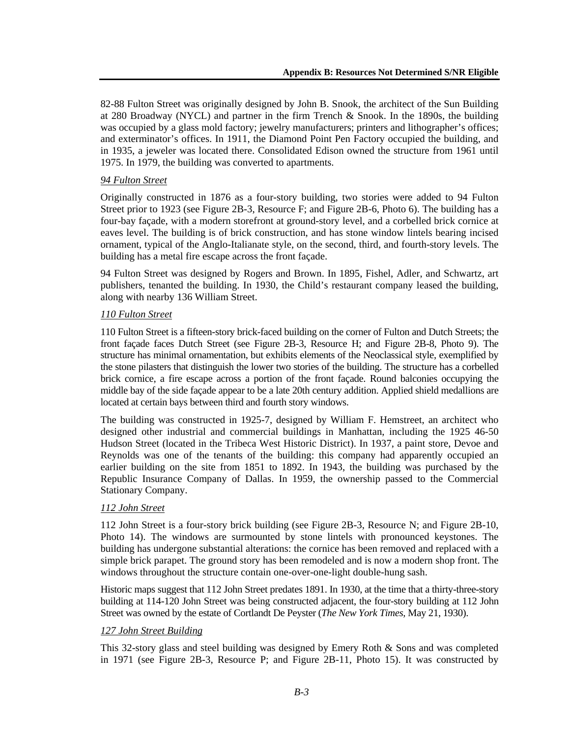82-88 Fulton Street was originally designed by John B. Snook, the architect of the Sun Building at 280 Broadway (NYCL) and partner in the firm Trench & Snook. In the 1890s, the building was occupied by a glass mold factory; jewelry manufacturers; printers and lithographer's offices; and exterminator's offices. In 1911, the Diamond Point Pen Factory occupied the building, and in 1935, a jeweler was located there. Consolidated Edison owned the structure from 1961 until 1975. In 1979, the building was converted to apartments.

*94 Fulton Street*

Originally constructed in 1876 as a four-story building, two stories were added to 94 Fulton Street prior to 1923 (see Figure 2B-3, Resource F; and Figure 2B-6, Photo 6). The building has a four-bay façade, with a modern storefront at ground-story level, and a corbelled brick cornice at eaves level. The building is of brick construction, and has stone window lintels bearing incised ornament, typical of the Anglo-Italianate style, on the second, third, and fourth-story levels. The building has a metal fire escape across the front façade.

94 Fulton Street was designed by Rogers and Brown. In 1895, Fishel, Adler, and Schwartz, art publishers, tenanted the building. In 1930, the Child's restaurant company leased the building, along with nearby 136 William Street.

*110 Fulton Street*

110 Fulton Street is a fifteen-story brick-faced building on the corner of Fulton and Dutch Streets; the front façade faces Dutch Street (see Figure 2B-3, Resource H; and Figure 2B-8, Photo 9). The structure has minimal ornamentation, but exhibits elements of the Neoclassical style, exemplified by the stone pilasters that distinguish the lower two stories of the building. The structure has a corbelled brick cornice, a fire escape across a portion of the front façade. Round balconies occupying the middle bay of the side façade appear to be a late 20th century addition. Applied shield medallions are located at certain bays between third and fourth story windows.

The building was constructed in 1925-7, designed by William F. Hemstreet, an architect who designed other industrial and commercial buildings in Manhattan, including the 1925 46-50 Hudson Street (located in the Tribeca West Historic District). In 1937, a paint store, Devoe and Reynolds was one of the tenants of the building: this company had apparently occupied an earlier building on the site from 1851 to 1892. In 1943, the building was purchased by the Republic Insurance Company of Dallas. In 1959, the ownership passed to the Commercial Stationary Company.

*112 John Street*

112 John Street is a four-story brick building (see Figure 2B-3, Resource N; and Figure 2B-10, Photo 14). The windows are surmounted by stone lintels with pronounced keystones. The building has undergone substantial alterations: the cornice has been removed and replaced with a simple brick parapet. The ground story has been remodeled and is now a modern shop front. The windows throughout the structure contain one-over-one-light double-hung sash.

Historic maps suggest that 112 John Street predates 1891. In 1930, at the time that a thirty-three-story building at 114-120 John Street was being constructed adjacent, the four-story building at 112 John Street was owned by the estate of Cortlandt De Peyster (*The New York Times,* May 21, 1930).

*127 John Street Building*

This 32-story glass and steel building was designed by Emery Roth & Sons and was completed in 1971 (see Figure 2B-3, Resource P; and Figure 2B-11, Photo 15). It was constructed by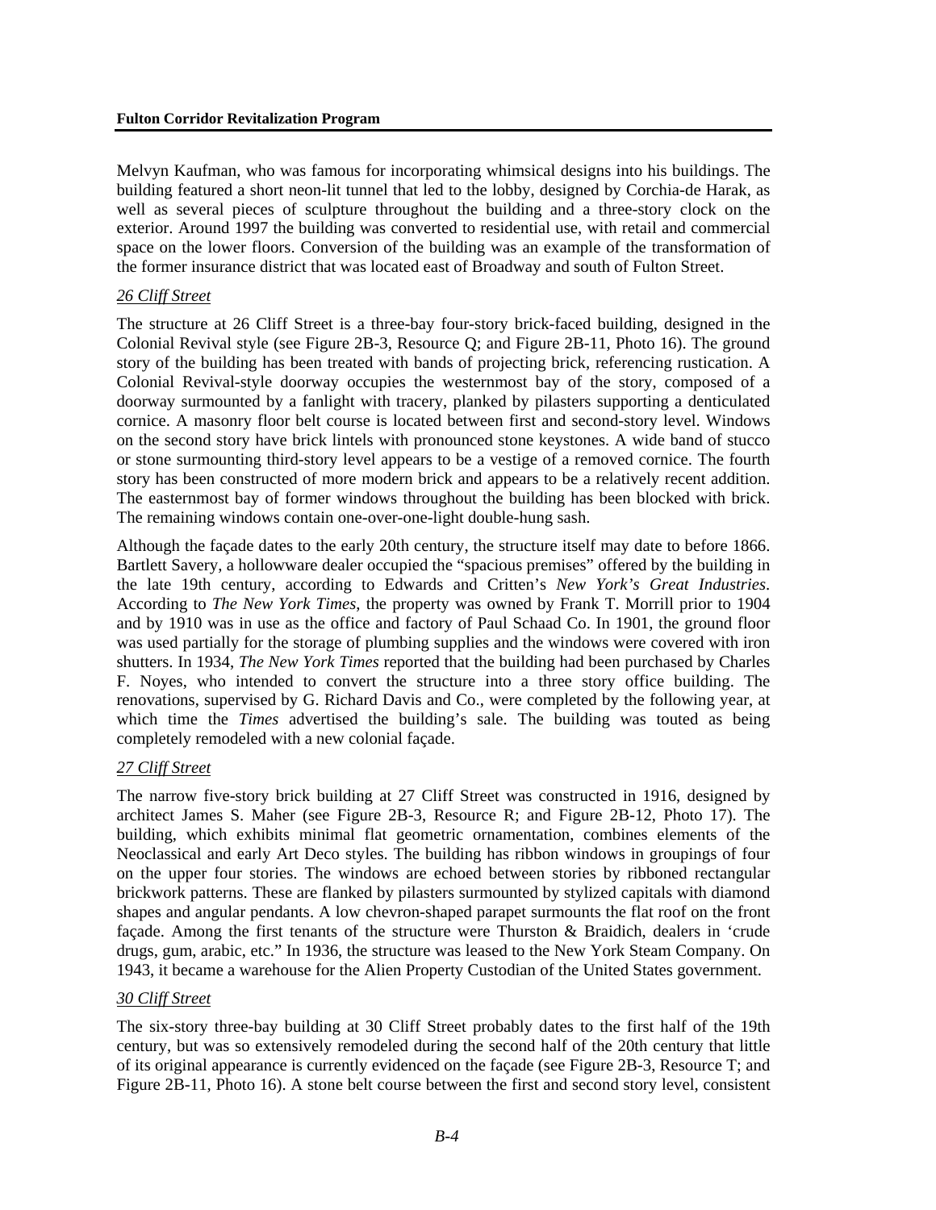Melvyn Kaufman, who was famous for incorporating whimsical designs into his buildings. The building featured a short neon-lit tunnel that led to the lobby, designed by Corchia-de Harak, as well as several pieces of sculpture throughout the building and a three-story clock on the exterior. Around 1997 the building was converted to residential use, with retail and commercial space on the lower floors. Conversion of the building was an example of the transformation of the former insurance district that was located east of Broadway and south of Fulton Street.

*26 Cliff Street*

The structure at 26 Cliff Street is a three-bay four-story brick-faced building, designed in the Colonial Revival style (see Figure 2B-3, Resource Q; and Figure 2B-11, Photo 16). The ground story of the building has been treated with bands of projecting brick, referencing rustication. A Colonial Revival-style doorway occupies the westernmost bay of the story, composed of a doorway surmounted by a fanlight with tracery, planked by pilasters supporting a denticulated cornice. A masonry floor belt course is located between first and second-story level. Windows on the second story have brick lintels with pronounced stone keystones. A wide band of stucco or stone surmounting third-story level appears to be a vestige of a removed cornice. The fourth story has been constructed of more modern brick and appears to be a relatively recent addition. The easternmost bay of former windows throughout the building has been blocked with brick. The remaining windows contain one-over-one-light double-hung sash.

Although the façade dates to the early 20th century, the structure itself may date to before 1866. Bartlett Savery, a hollowware dealer occupied the "spacious premises" offered by the building in the late 19th century, according to Edwards and Critten's *New York's Great Industries*. According to *The New York Times*, the property was owned by Frank T. Morrill prior to 1904 and by 1910 was in use as the office and factory of Paul Schaad Co. In 1901, the ground floor was used partially for the storage of plumbing supplies and the windows were covered with iron shutters. In 1934, *The New York Times* reported that the building had been purchased by Charles F. Noyes, who intended to convert the structure into a three story office building. The renovations, supervised by G. Richard Davis and Co., were completed by the following year, at which time the *Times* advertised the building's sale. The building was touted as being completely remodeled with a new colonial façade.

*27 Cliff Street*

The narrow five-story brick building at 27 Cliff Street was constructed in 1916, designed by architect James S. Maher (see Figure 2B-3, Resource R; and Figure 2B-12, Photo 17). The building, which exhibits minimal flat geometric ornamentation, combines elements of the Neoclassical and early Art Deco styles. The building has ribbon windows in groupings of four on the upper four stories. The windows are echoed between stories by ribboned rectangular brickwork patterns. These are flanked by pilasters surmounted by stylized capitals with diamond shapes and angular pendants. A low chevron-shaped parapet surmounts the flat roof on the front façade. Among the first tenants of the structure were Thurston & Braidich, dealers in 'crude drugs, gum, arabic, etc." In 1936, the structure was leased to the New York Steam Company. On 1943, it became a warehouse for the Alien Property Custodian of the United States government.

*30 Cliff Street*

The six-story three-bay building at 30 Cliff Street probably dates to the first half of the 19th century, but was so extensively remodeled during the second half of the 20th century that little of its original appearance is currently evidenced on the façade (see Figure 2B-3, Resource T; and Figure 2B-11, Photo 16). A stone belt course between the first and second story level, consistent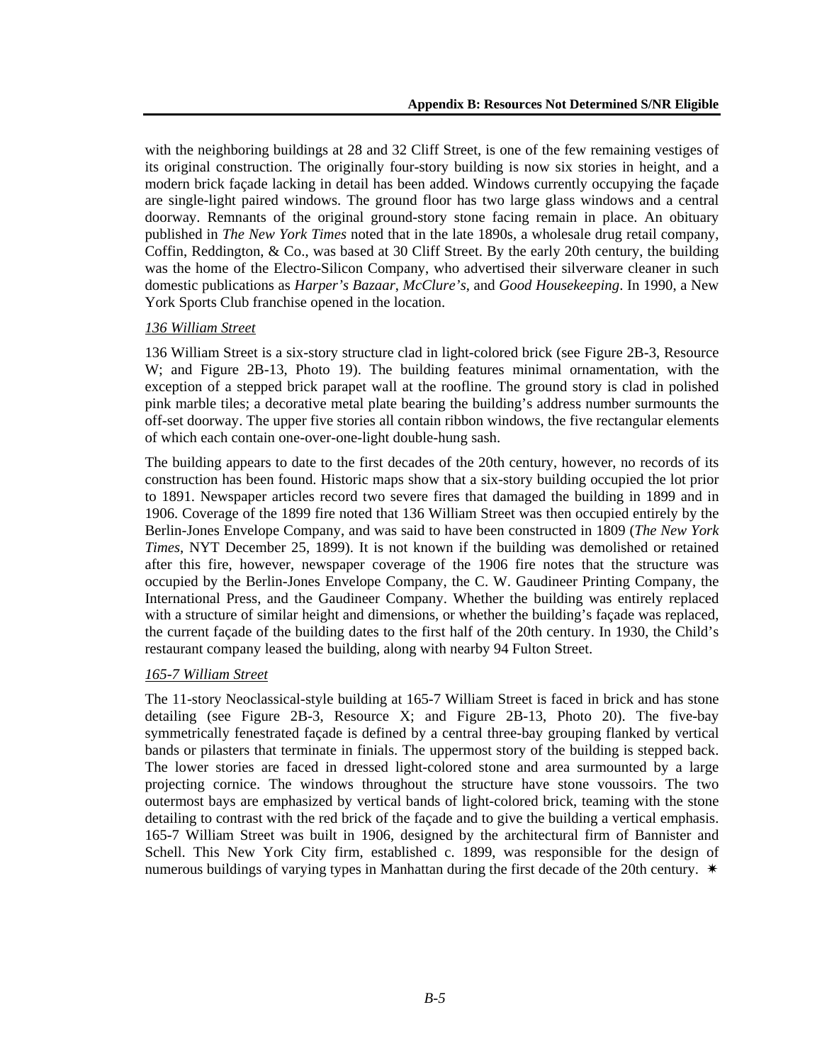with the neighboring buildings at 28 and 32 Cliff Street, is one of the few remaining vestiges of its original construction. The originally four-story building is now six stories in height, and a modern brick façade lacking in detail has been added. Windows currently occupying the façade are single-light paired windows. The ground floor has two large glass windows and a central doorway. Remnants of the original ground-story stone facing remain in place. An obituary published in *The New York Times* noted that in the late 1890s, a wholesale drug retail company, Coffin, Reddington, & Co., was based at 30 Cliff Street. By the early 20th century, the building was the home of the Electro-Silicon Company, who advertised their silverware cleaner in such domestic publications as *Harper's Bazaar*, *McClure's*, and *Good Housekeeping*. In 1990, a New York Sports Club franchise opened in the location.

*136 William Street*

136 William Street is a six-story structure clad in light-colored brick (see Figure 2B-3, Resource W; and Figure 2B-13, Photo 19). The building features minimal ornamentation, with the exception of a stepped brick parapet wall at the roofline. The ground story is clad in polished pink marble tiles; a decorative metal plate bearing the building's address number surmounts the off-set doorway. The upper five stories all contain ribbon windows, the five rectangular elements of which each contain one-over-one-light double-hung sash.

The building appears to date to the first decades of the 20th century, however, no records of its construction has been found. Historic maps show that a six-story building occupied the lot prior to 1891. Newspaper articles record two severe fires that damaged the building in 1899 and in 1906. Coverage of the 1899 fire noted that 136 William Street was then occupied entirely by the Berlin-Jones Envelope Company, and was said to have been constructed in 1809 (*The New York Times*, NYT December 25, 1899). It is not known if the building was demolished or retained after this fire, however, newspaper coverage of the 1906 fire notes that the structure was occupied by the Berlin-Jones Envelope Company, the C. W. Gaudineer Printing Company, the International Press, and the Gaudineer Company. Whether the building was entirely replaced with a structure of similar height and dimensions, or whether the building's façade was replaced, the current façade of the building dates to the first half of the 20th century. In 1930, the Child's restaurant company leased the building, along with nearby 94 Fulton Street.

*165-7 William Street*

The 11-story Neoclassical-style building at 165-7 William Street is faced in brick and has stone detailing (see Figure 2B-3, Resource X; and Figure 2B-13, Photo 20). The five-bay symmetrically fenestrated façade is defined by a central three-bay grouping flanked by vertical bands or pilasters that terminate in finials. The uppermost story of the building is stepped back. The lower stories are faced in dressed light-colored stone and area surmounted by a large projecting cornice. The windows throughout the structure have stone voussoirs. The two outermost bays are emphasized by vertical bands of light-colored brick, teaming with the stone detailing to contrast with the red brick of the façade and to give the building a vertical emphasis. 165-7 William Street was built in 1906, designed by the architectural firm of Bannister and Schell. This New York City firm, established c. 1899, was responsible for the design of numerous buildings of varying types in Manhattan during the first decade of the 20th century. ✷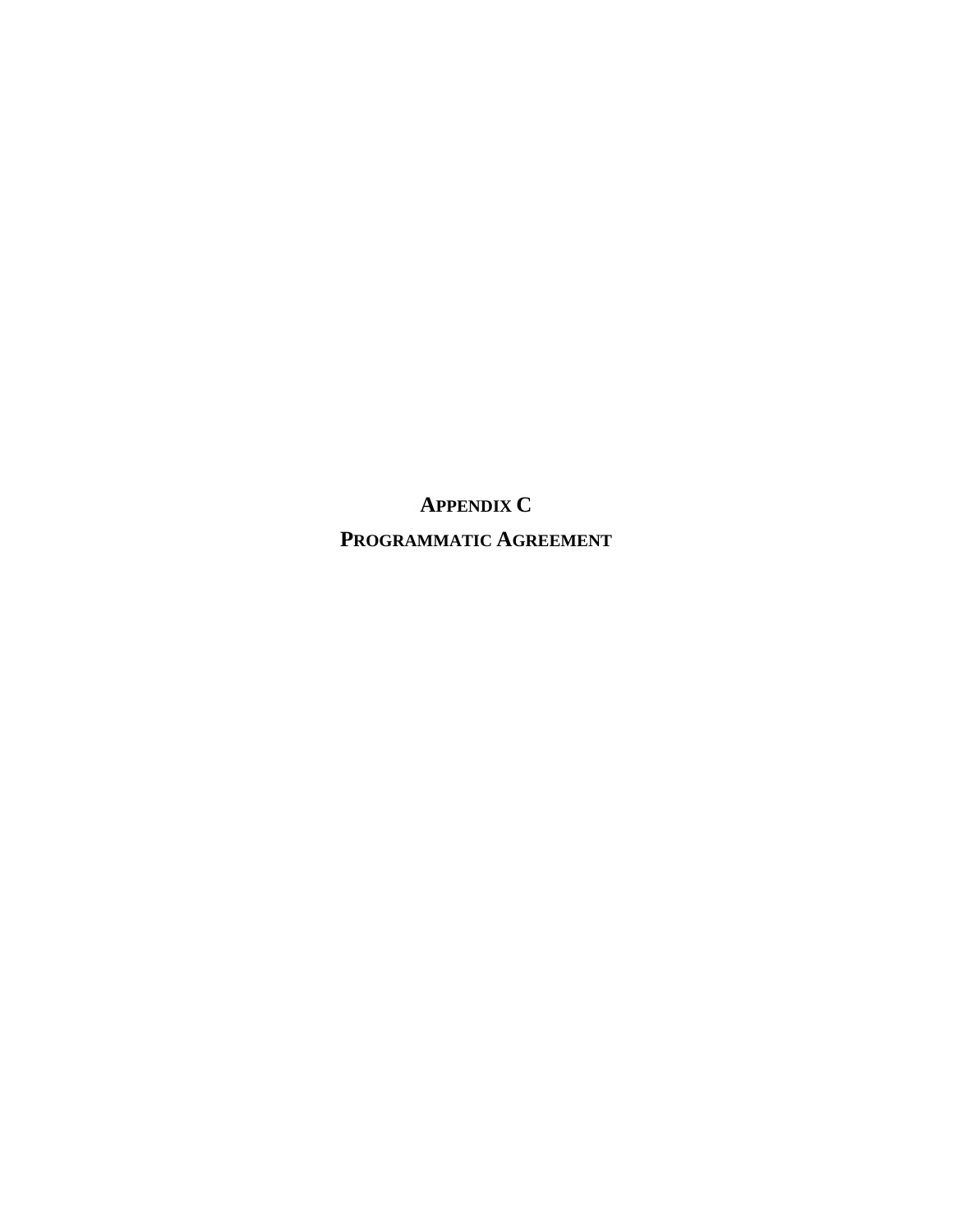# APPENDIX C

# PROGRAMMATIC AGREEMENT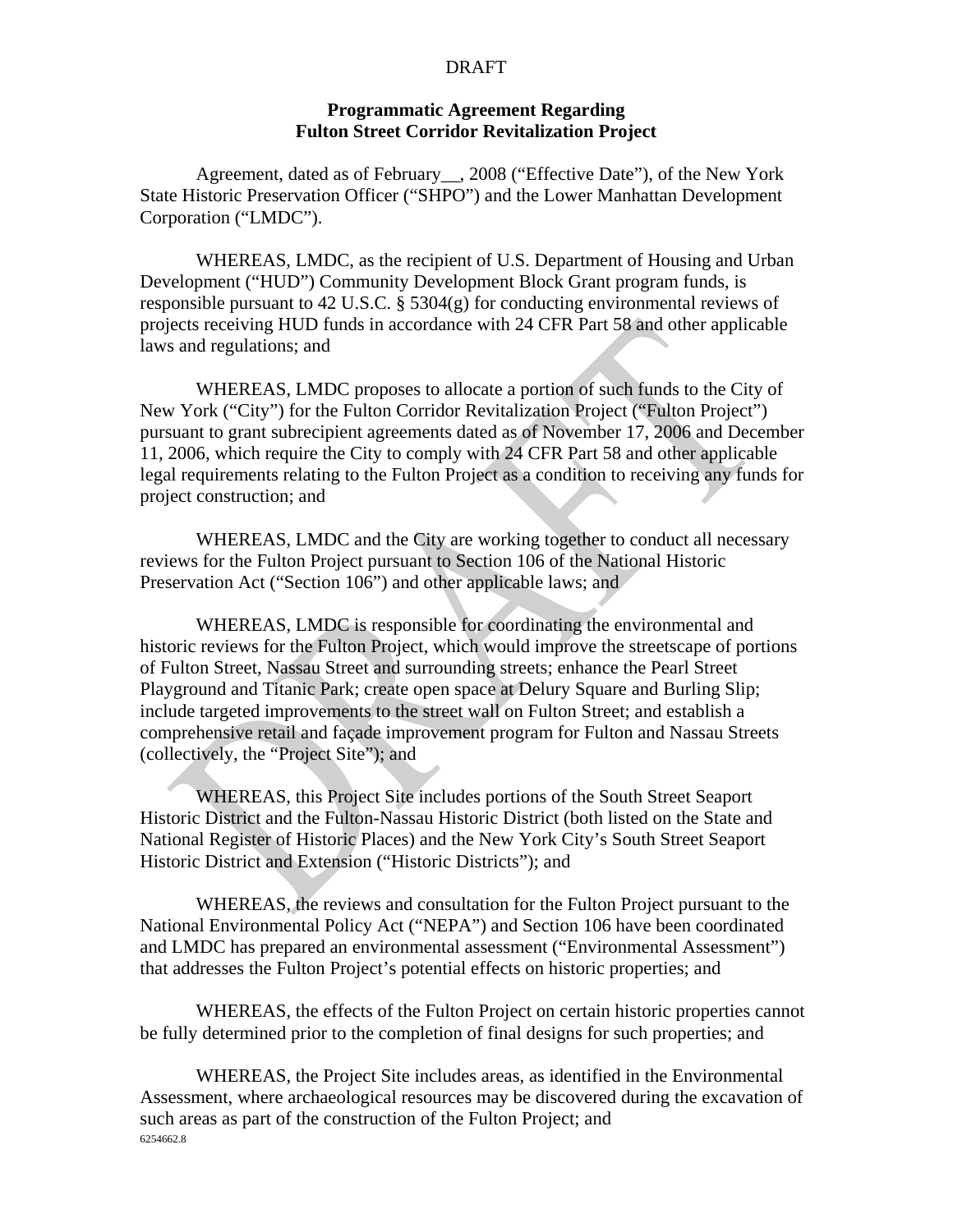DRAFT

**Programmatic Agreement Regarding**
**Fulton Street Corridor Revitalization Project**

Agreement, dated as of February__, 2008 ("Effective Date"), of the New York State Historic Preservation Officer ("SHPO") and the Lower Manhattan Development Corporation ("LMDC").

WHEREAS, LMDC, as the recipient of U.S. Department of Housing and Urban Development ("HUD") Community Development Block Grant program funds, is responsible pursuant to 42 U.S.C. § 5304(g) for conducting environmental reviews of projects receiving HUD funds in accordance with 24 CFR Part 58 and other applicable laws and regulations; and

WHEREAS, LMDC proposes to allocate a portion of such funds to the City of New York ("City") for the Fulton Corridor Revitalization Project ("Fulton Project") pursuant to grant subrecipient agreements dated as of November 17, 2006 and December 11, 2006, which require the City to comply with 24 CFR Part 58 and other applicable legal requirements relating to the Fulton Project as a condition to receiving any funds for project construction; and

WHEREAS, LMDC and the City are working together to conduct all necessary reviews for the Fulton Project pursuant to Section 106 of the National Historic Preservation Act ("Section 106") and other applicable laws; and

WHEREAS, LMDC is responsible for coordinating the environmental and historic reviews for the Fulton Project, which would improve the streetscape of portions of Fulton Street, Nassau Street and surrounding streets; enhance the Pearl Street Playground and Titanic Park; create open space at Delury Square and Burling Slip; include targeted improvements to the street wall on Fulton Street; and establish a comprehensive retail and façade improvement program for Fulton and Nassau Streets (collectively, the "Project Site"); and

WHEREAS, this Project Site includes portions of the South Street Seaport Historic District and the Fulton-Nassau Historic District (both listed on the State and National Register of Historic Places) and the New York City's South Street Seaport Historic District and Extension ("Historic Districts"); and

WHEREAS, the reviews and consultation for the Fulton Project pursuant to the National Environmental Policy Act ("NEPA") and Section 106 have been coordinated and LMDC has prepared an environmental assessment ("Environmental Assessment") that addresses the Fulton Project's potential effects on historic properties; and

WHEREAS, the effects of the Fulton Project on certain historic properties cannot be fully determined prior to the completion of final designs for such properties; and

WHEREAS, the Project Site includes areas, as identified in the Environmental Assessment, where archaeological resources may be discovered during the excavation of such areas as part of the construction of the Fulton Project; and

6254662.8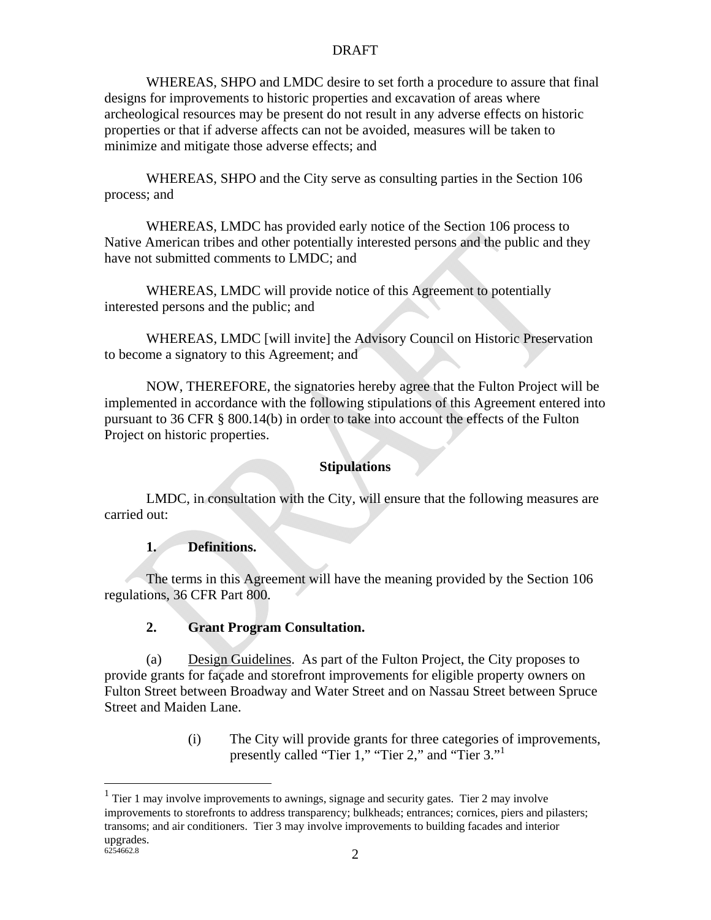WHEREAS, SHPO and LMDC desire to set forth a procedure to assure that final designs for improvements to historic properties and excavation of areas where archeological resources may be present do not result in any adverse effects on historic properties or that if adverse affects can not be avoided, measures will be taken to minimize and mitigate those adverse effects; and

WHEREAS, SHPO and the City serve as consulting parties in the Section 106 process; and

WHEREAS, LMDC has provided early notice of the Section 106 process to Native American tribes and other potentially interested persons and the public and they have not submitted comments to LMDC; and

WHEREAS, LMDC will provide notice of this Agreement to potentially interested persons and the public; and

WHEREAS, LMDC [will invite] the Advisory Council on Historic Preservation to become a signatory to this Agreement; and

NOW, THEREFORE, the signatories hereby agree that the Fulton Project will be implemented in accordance with the following stipulations of this Agreement entered into pursuant to 36 CFR § 800.14(b) in order to take into account the effects of the Fulton Project on historic properties.

## Stipulations

LMDC, in consultation with the City, will ensure that the following measures are carried out:

### 1. Definitions.

The terms in this Agreement will have the meaning provided by the Section 106 regulations, 36 CFR Part 800.

### 2. Grant Program Consultation.

(a) Design Guidelines. As part of the Fulton Project, the City proposes to provide grants for façade and storefront improvements for eligible property owners on Fulton Street between Broadway and Water Street and on Nassau Street between Spruce Street and Maiden Lane.

(i) The City will provide grants for three categories of improvements, presently called "Tier 1," "Tier 2," and "Tier 3."[1]

---

[1] Tier 1 may involve improvements to awnings, signage and security gates. Tier 2 may involve improvements to storefronts to address transparency; bulkheads; entrances; cornices, piers and pilasters; transoms; and air conditioners. Tier 3 may involve improvements to building facades and interior upgrades.

6254662.8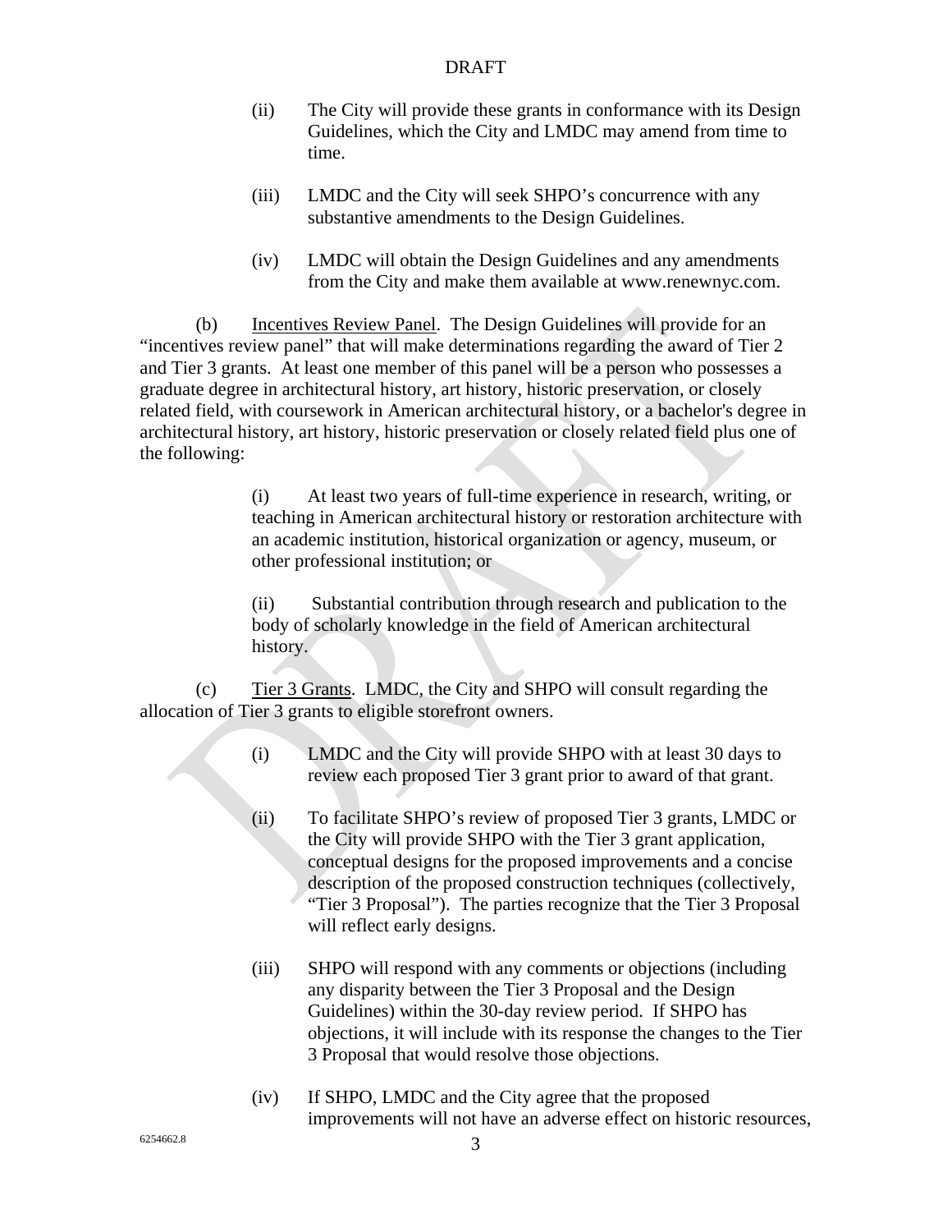(ii) The City will provide these grants in conformance with its Design Guidelines, which the City and LMDC may amend from time to time.

(iii) LMDC and the City will seek SHPO's concurrence with any substantive amendments to the Design Guidelines.

(iv) LMDC will obtain the Design Guidelines and any amendments from the City and make them available at www.renewnyc.com.

(b) Incentives Review Panel. The Design Guidelines will provide for an "incentives review panel" that will make determinations regarding the award of Tier 2 and Tier 3 grants. At least one member of this panel will be a person who possesses a graduate degree in architectural history, art history, historic preservation, or closely related field, with coursework in American architectural history, or a bachelor's degree in architectural history, art history, historic preservation or closely related field plus one of the following:

(i) At least two years of full-time experience in research, writing, or teaching in American architectural history or restoration architecture with an academic institution, historical organization or agency, museum, or other professional institution; or

(ii) Substantial contribution through research and publication to the body of scholarly knowledge in the field of American architectural history.

(c) Tier 3 Grants. LMDC, the City and SHPO will consult regarding the allocation of Tier 3 grants to eligible storefront owners.

(i) LMDC and the City will provide SHPO with at least 30 days to review each proposed Tier 3 grant prior to award of that grant.

(ii) To facilitate SHPO's review of proposed Tier 3 grants, LMDC or the City will provide SHPO with the Tier 3 grant application, conceptual designs for the proposed improvements and a concise description of the proposed construction techniques (collectively, "Tier 3 Proposal"). The parties recognize that the Tier 3 Proposal will reflect early designs.

(iii) SHPO will respond with any comments or objections (including any disparity between the Tier 3 Proposal and the Design Guidelines) within the 30-day review period. If SHPO has objections, it will include with its response the changes to the Tier 3 Proposal that would resolve those objections.

(iv) If SHPO, LMDC and the City agree that the proposed improvements will not have an adverse effect on historic resources,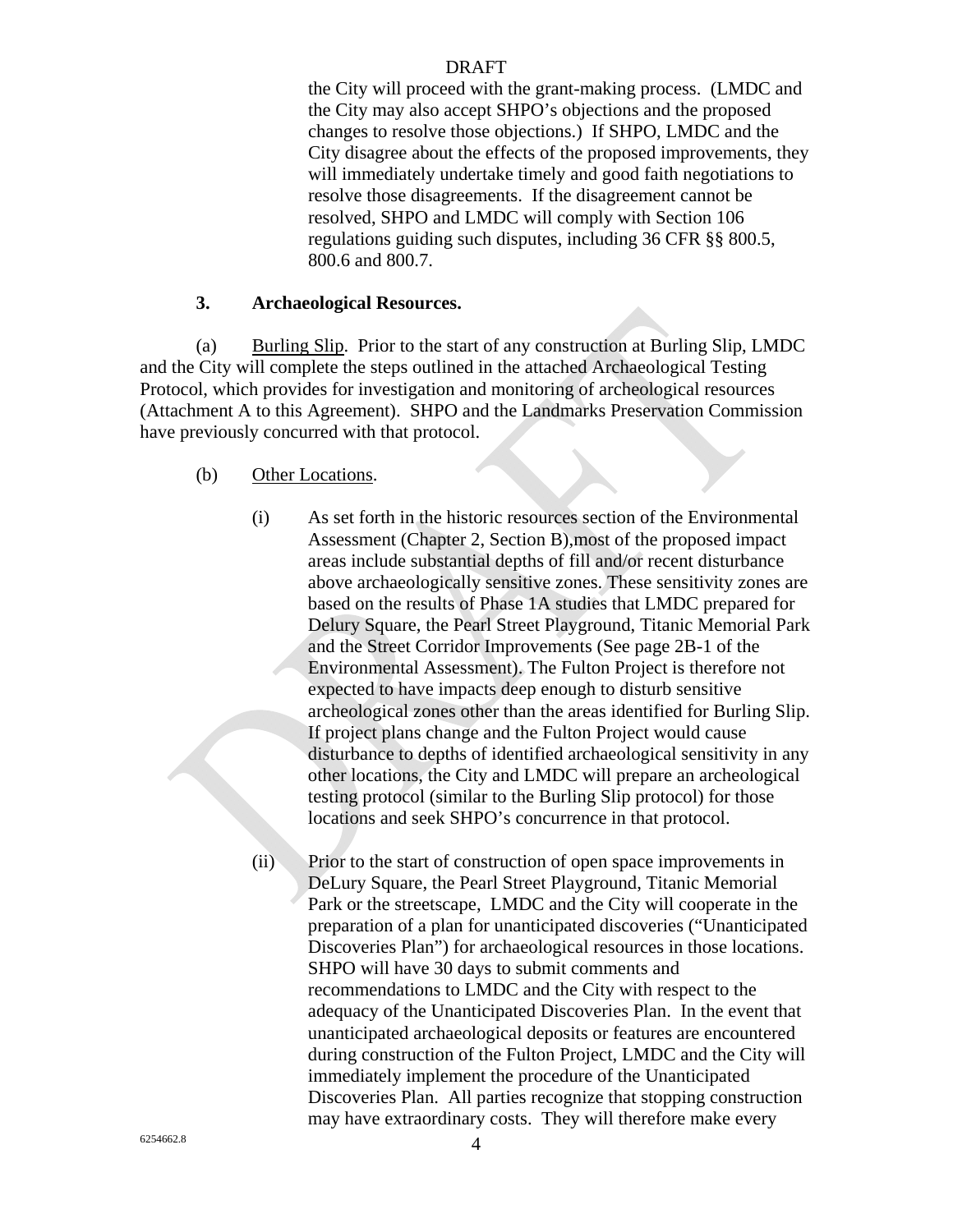the City will proceed with the grant-making process. (LMDC and the City may also accept SHPO's objections and the proposed changes to resolve those objections.) If SHPO, LMDC and the City disagree about the effects of the proposed improvements, they will immediately undertake timely and good faith negotiations to resolve those disagreements. If the disagreement cannot be resolved, SHPO and LMDC will comply with Section 106 regulations guiding such disputes, including 36 CFR §§ 800.5, 800.6 and 800.7.

**3. Archaeological Resources.**

(a) Burling Slip. Prior to the start of any construction at Burling Slip, LMDC and the City will complete the steps outlined in the attached Archaeological Testing Protocol, which provides for investigation and monitoring of archeological resources (Attachment A to this Agreement). SHPO and the Landmarks Preservation Commission have previously concurred with that protocol.

(b) Other Locations.

(i) As set forth in the historic resources section of the Environmental Assessment (Chapter 2, Section B),most of the proposed impact areas include substantial depths of fill and/or recent disturbance above archaeologically sensitive zones. These sensitivity zones are based on the results of Phase 1A studies that LMDC prepared for Delury Square, the Pearl Street Playground, Titanic Memorial Park and the Street Corridor Improvements (See page 2B-1 of the Environmental Assessment). The Fulton Project is therefore not expected to have impacts deep enough to disturb sensitive archeological zones other than the areas identified for Burling Slip. If project plans change and the Fulton Project would cause disturbance to depths of identified archaeological sensitivity in any other locations, the City and LMDC will prepare an archeological testing protocol (similar to the Burling Slip protocol) for those locations and seek SHPO's concurrence in that protocol.

(ii) Prior to the start of construction of open space improvements in DeLury Square, the Pearl Street Playground, Titanic Memorial Park or the streetscape, LMDC and the City will cooperate in the preparation of a plan for unanticipated discoveries ("Unanticipated Discoveries Plan") for archaeological resources in those locations. SHPO will have 30 days to submit comments and recommendations to LMDC and the City with respect to the adequacy of the Unanticipated Discoveries Plan. In the event that unanticipated archaeological deposits or features are encountered during construction of the Fulton Project, LMDC and the City will immediately implement the procedure of the Unanticipated Discoveries Plan. All parties recognize that stopping construction may have extraordinary costs. They will therefore make every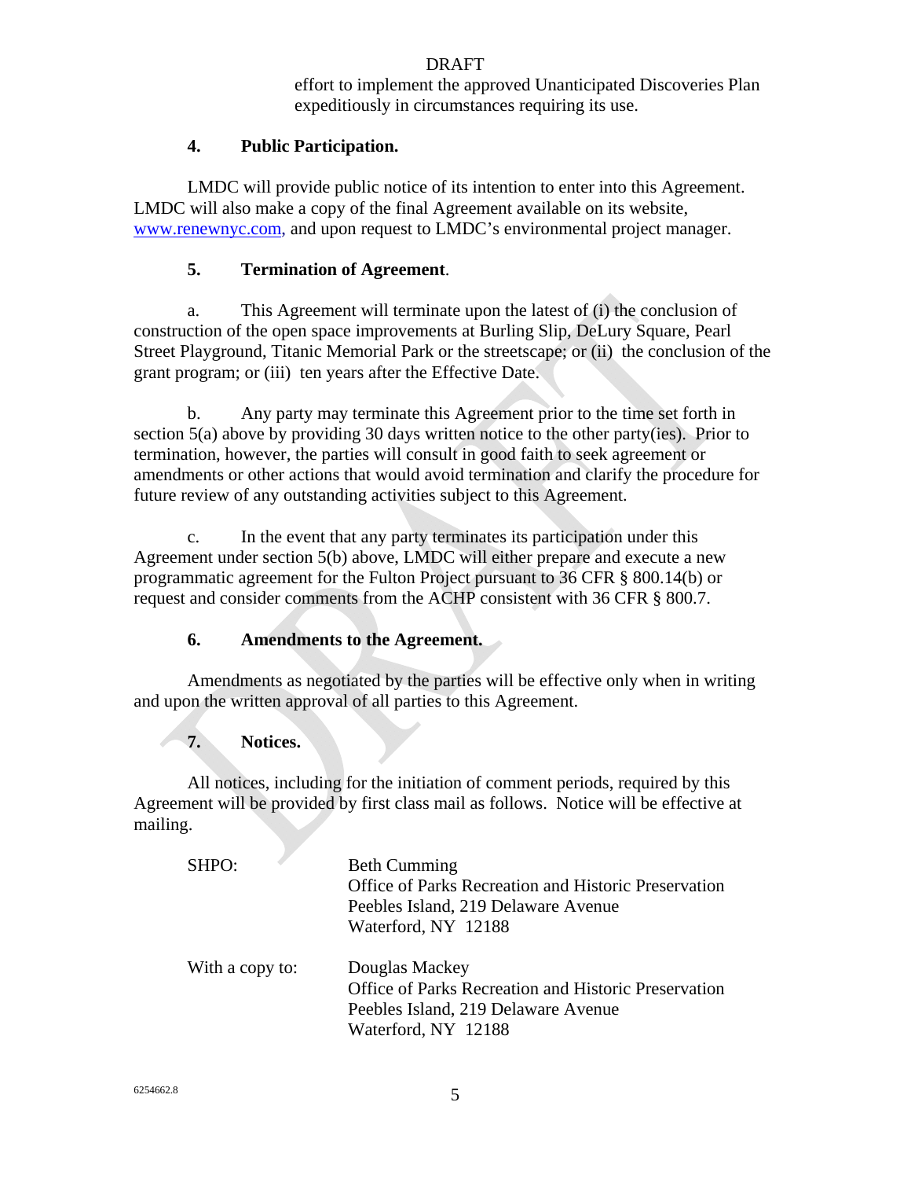effort to implement the approved Unanticipated Discoveries Plan expeditiously in circumstances requiring its use.

## 4. Public Participation.

LMDC will provide public notice of its intention to enter into this Agreement. LMDC will also make a copy of the final Agreement available on its website, www.renewnyc.com, and upon request to LMDC's environmental project manager.

## 5. Termination of Agreement.

a. This Agreement will terminate upon the latest of (i) the conclusion of construction of the open space improvements at Burling Slip, DeLury Square, Pearl Street Playground, Titanic Memorial Park or the streetscape; or (ii) the conclusion of the grant program; or (iii) ten years after the Effective Date.

b. Any party may terminate this Agreement prior to the time set forth in section 5(a) above by providing 30 days written notice to the other party(ies). Prior to termination, however, the parties will consult in good faith to seek agreement or amendments or other actions that would avoid termination and clarify the procedure for future review of any outstanding activities subject to this Agreement.

c. In the event that any party terminates its participation under this Agreement under section 5(b) above, LMDC will either prepare and execute a new programmatic agreement for the Fulton Project pursuant to 36 CFR § 800.14(b) or request and consider comments from the ACHP consistent with 36 CFR § 800.7.

## 6. Amendments to the Agreement.

Amendments as negotiated by the parties will be effective only when in writing and upon the written approval of all parties to this Agreement.

## 7. Notices.

All notices, including for the initiation of comment periods, required by this Agreement will be provided by first class mail as follows. Notice will be effective at mailing.

SHPO:
Beth Cumming
Office of Parks Recreation and Historic Preservation
Peebles Island, 219 Delaware Avenue
Waterford, NY 12188

With a copy to:
Douglas Mackey
Office of Parks Recreation and Historic Preservation
Peebles Island, 219 Delaware Avenue
Waterford, NY 12188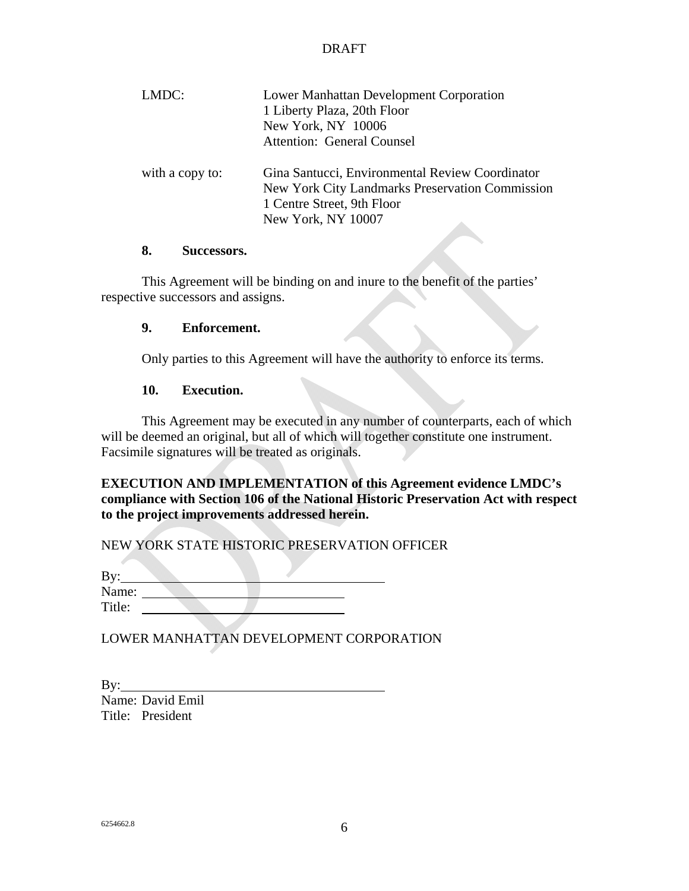LMDC: Lower Manhattan Development Corporation
1 Liberty Plaza, 20th Floor
New York, NY 10006
Attention: General Counsel

with a copy to: Gina Santucci, Environmental Review Coordinator
New York City Landmarks Preservation Commission
1 Centre Street, 9th Floor
New York, NY 10007

**8. Successors.**

This Agreement will be binding on and inure to the benefit of the parties' respective successors and assigns.

**9. Enforcement.**

Only parties to this Agreement will have the authority to enforce its terms.

**10. Execution.**

This Agreement may be executed in any number of counterparts, each of which will be deemed an original, but all of which will together constitute one instrument. Facsimile signatures will be treated as originals.

**EXECUTION AND IMPLEMENTATION of this Agreement evidence LMDC's compliance with Section 106 of the National Historic Preservation Act with respect to the project improvements addressed herein.**

NEW YORK STATE HISTORIC PRESERVATION OFFICER

By: ________________________________
Name: ______________________________
Title: ______________________________

LOWER MANHATTAN DEVELOPMENT CORPORATION

By: ________________________________
Name: David Emil
Title: President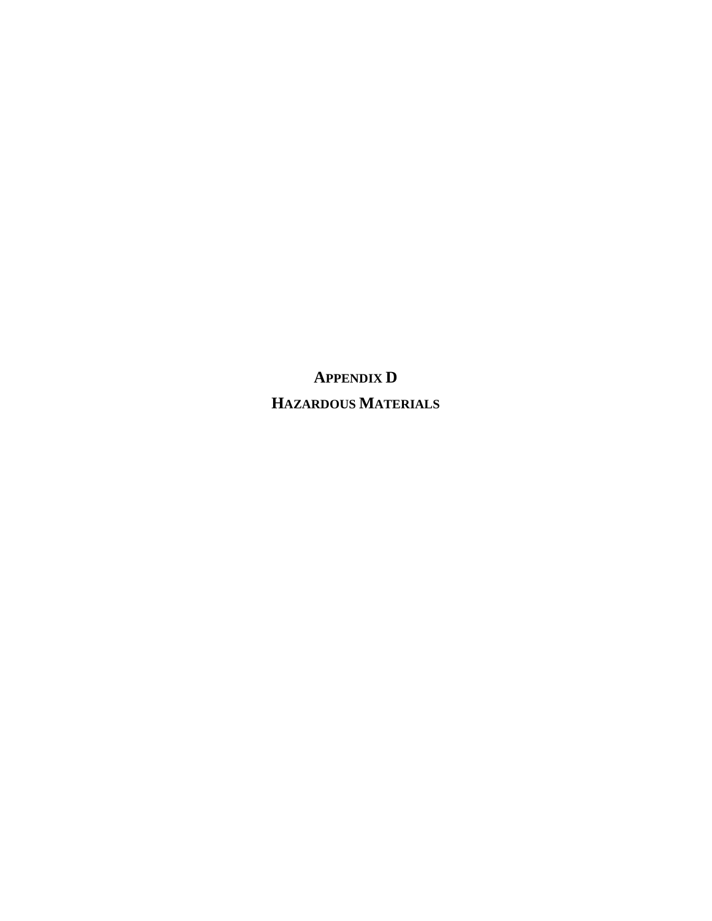# APPENDIX D

# HAZARDOUS MATERIALS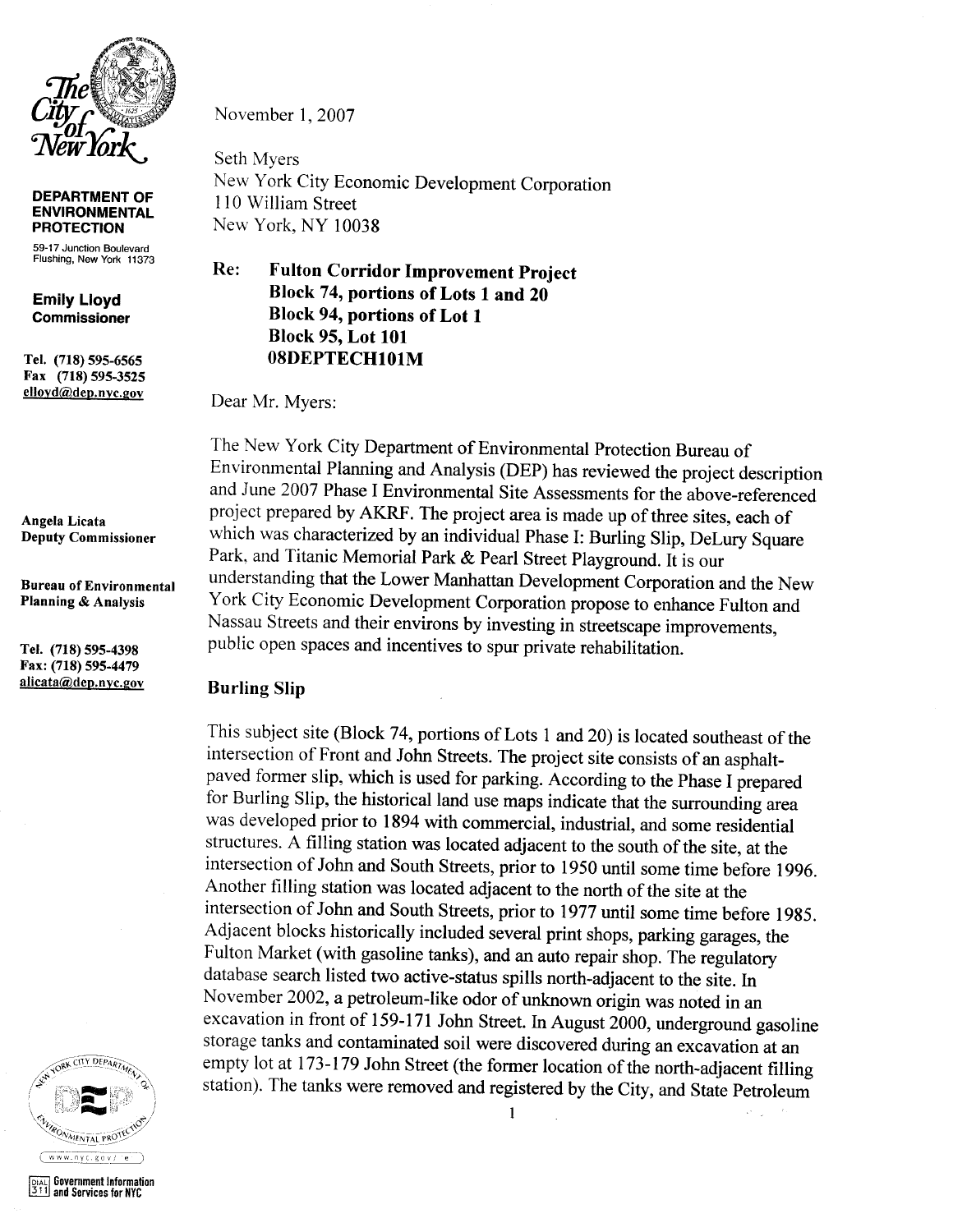The City of New York

**DEPARTMENT OF ENVIRONMENTAL PROTECTION**

59-17 Junction Boulevard
Flushing, New York 11373

**Emily Lloyd**
**Commissioner**

**Tel. (718) 595-6565**
**Fax (718) 595-3525**
elloyd@dep.nyc.gov

**Angela Licata**
**Deputy Commissioner**

**Bureau of Environmental Planning & Analysis**

**Tel. (718) 595-4398**
**Fax: (718) 595-4479**
alicata@dep.nyc.gov

November 1, 2007

Seth Myers
New York City Economic Development Corporation
110 William Street
New York, NY 10038

**Re: Fulton Corridor Improvement Project**
**Block 74, portions of Lots 1 and 20**
**Block 94, portions of Lot 1**
**Block 95, Lot 101**
**08DEPTECH101M**

Dear Mr. Myers:

The New York City Department of Environmental Protection Bureau of Environmental Planning and Analysis (DEP) has reviewed the project description and June 2007 Phase I Environmental Site Assessments for the above-referenced project prepared by AKRF. The project area is made up of three sites, each of which was characterized by an individual Phase I: Burling Slip, DeLury Square Park, and Titanic Memorial Park & Pearl Street Playground. It is our understanding that the Lower Manhattan Development Corporation and the New York City Economic Development Corporation propose to enhance Fulton and Nassau Streets and their environs by investing in streetscape improvements, public open spaces and incentives to spur private rehabilitation.

## Burling Slip

This subject site (Block 74, portions of Lots 1 and 20) is located southeast of the intersection of Front and John Streets. The project site consists of an asphalt-paved former slip, which is used for parking. According to the Phase I prepared for Burling Slip, the historical land use maps indicate that the surrounding area was developed prior to 1894 with commercial, industrial, and some residential structures. A filling station was located adjacent to the south of the site, at the intersection of John and South Streets, prior to 1950 until some time before 1996. Another filling station was located adjacent to the north of the site at the intersection of John and South Streets, prior to 1977 until some time before 1985. Adjacent blocks historically included several print shops, parking garages, the Fulton Market (with gasoline tanks), and an auto repair shop. The regulatory database search listed two active-status spills north-adjacent to the site. In November 2002, a petroleum-like odor of unknown origin was noted in an excavation in front of 159-171 John Street. In August 2000, underground gasoline storage tanks and contaminated soil were discovered during an excavation at an empty lot at 173-179 John Street (the former location of the north-adjacent filling station). The tanks were removed and registered by the City, and State Petroleum

DEP
www.nyc.gov/dep

DIAL 311 Government Information and Services for NYC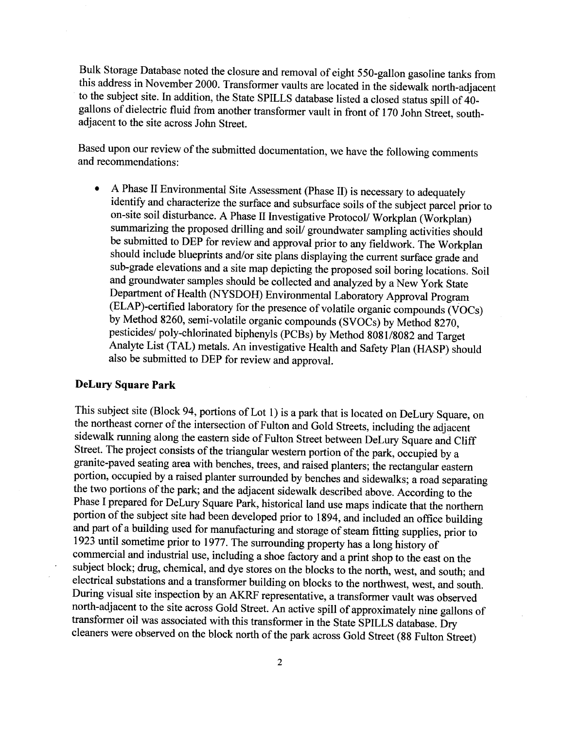Bulk Storage Database noted the closure and removal of eight 550-gallon gasoline tanks from this address in November 2000. Transformer vaults are located in the sidewalk north-adjacent to the subject site. In addition, the State SPILLS database listed a closed status spill of 40-gallons of dielectric fluid from another transformer vault in front of 170 John Street, south-adjacent to the site across John Street.

Based upon our review of the submitted documentation, we have the following comments and recommendations:

- A Phase II Environmental Site Assessment (Phase II) is necessary to adequately identify and characterize the surface and subsurface soils of the subject parcel prior to on-site soil disturbance. A Phase II Investigative Protocol/ Workplan (Workplan) summarizing the proposed drilling and soil/ groundwater sampling activities should be submitted to DEP for review and approval prior to any fieldwork. The Workplan should include blueprints and/or site plans displaying the current surface grade and sub-grade elevations and a site map depicting the proposed soil boring locations. Soil and groundwater samples should be collected and analyzed by a New York State Department of Health (NYSDOH) Environmental Laboratory Approval Program (ELAP)-certified laboratory for the presence of volatile organic compounds (VOCs) by Method 8260, semi-volatile organic compounds (SVOCs) by Method 8270, pesticides/ poly-chlorinated biphenyls (PCBs) by Method 8081/8082 and Target Analyte List (TAL) metals. An investigative Health and Safety Plan (HASP) should also be submitted to DEP for review and approval.

**DeLury Square Park**

This subject site (Block 94, portions of Lot 1) is a park that is located on DeLury Square, on the northeast corner of the intersection of Fulton and Gold Streets, including the adjacent sidewalk running along the eastern side of Fulton Street between DeLury Square and Cliff Street. The project consists of the triangular western portion of the park, occupied by a granite-paved seating area with benches, trees, and raised planters; the rectangular eastern portion, occupied by a raised planter surrounded by benches and sidewalks; a road separating the two portions of the park; and the adjacent sidewalk described above. According to the Phase I prepared for DeLury Square Park, historical land use maps indicate that the northern portion of the subject site had been developed prior to 1894, and included an office building and part of a building used for manufacturing and storage of steam fitting supplies, prior to 1923 until sometime prior to 1977. The surrounding property has a long history of commercial and industrial use, including a shoe factory and a print shop to the east on the subject block; drug, chemical, and dye stores on the blocks to the north, west, and south; and electrical substations and a transformer building on blocks to the northwest, west, and south. During visual site inspection by an AKRF representative, a transformer vault was observed north-adjacent to the site across Gold Street. An active spill of approximately nine gallons of transformer oil was associated with this transformer in the State SPILLS database. Dry cleaners were observed on the block north of the park across Gold Street (88 Fulton Street)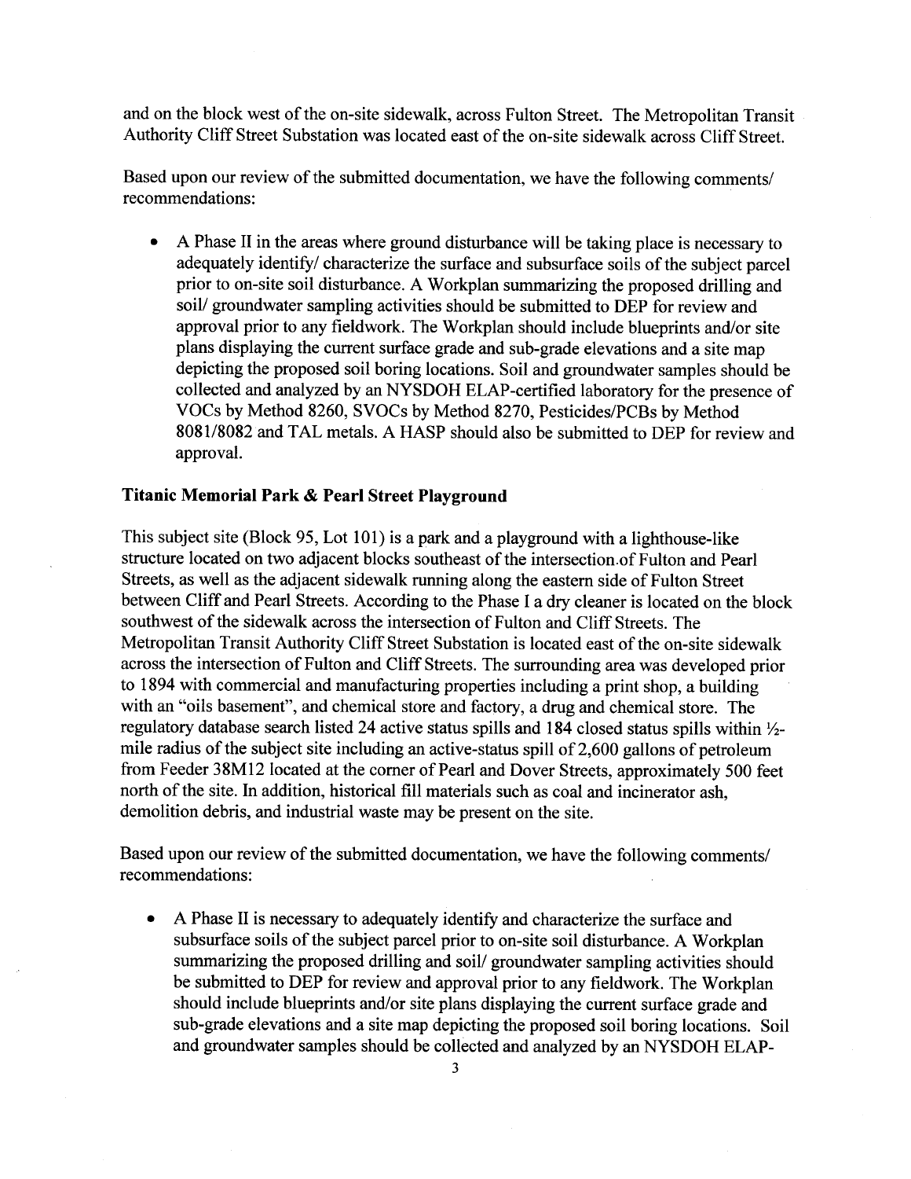and on the block west of the on-site sidewalk, across Fulton Street. The Metropolitan Transit Authority Cliff Street Substation was located east of the on-site sidewalk across Cliff Street.

Based upon our review of the submitted documentation, we have the following comments/ recommendations:

- A Phase II in the areas where ground disturbance will be taking place is necessary to adequately identify/ characterize the surface and subsurface soils of the subject parcel prior to on-site soil disturbance. A Workplan summarizing the proposed drilling and soil/ groundwater sampling activities should be submitted to DEP for review and approval prior to any fieldwork. The Workplan should include blueprints and/or site plans displaying the current surface grade and sub-grade elevations and a site map depicting the proposed soil boring locations. Soil and groundwater samples should be collected and analyzed by an NYSDOH ELAP-certified laboratory for the presence of VOCs by Method 8260, SVOCs by Method 8270, Pesticides/PCBs by Method 8081/8082 and TAL metals. A HASP should also be submitted to DEP for review and approval.

**Titanic Memorial Park & Pearl Street Playground**

This subject site (Block 95, Lot 101) is a park and a playground with a lighthouse-like structure located on two adjacent blocks southeast of the intersection of Fulton and Pearl Streets, as well as the adjacent sidewalk running along the eastern side of Fulton Street between Cliff and Pearl Streets. According to the Phase I a dry cleaner is located on the block southwest of the sidewalk across the intersection of Fulton and Cliff Streets. The Metropolitan Transit Authority Cliff Street Substation is located east of the on-site sidewalk across the intersection of Fulton and Cliff Streets. The surrounding area was developed prior to 1894 with commercial and manufacturing properties including a print shop, a building with an "oils basement", and chemical store and factory, a drug and chemical store. The regulatory database search listed 24 active status spills and 184 closed status spills within ½-mile radius of the subject site including an active-status spill of 2,600 gallons of petroleum from Feeder 38M12 located at the corner of Pearl and Dover Streets, approximately 500 feet north of the site. In addition, historical fill materials such as coal and incinerator ash, demolition debris, and industrial waste may be present on the site.

Based upon our review of the submitted documentation, we have the following comments/ recommendations:

- A Phase II is necessary to adequately identify and characterize the surface and subsurface soils of the subject parcel prior to on-site soil disturbance. A Workplan summarizing the proposed drilling and soil/ groundwater sampling activities should be submitted to DEP for review and approval prior to any fieldwork. The Workplan should include blueprints and/or site plans displaying the current surface grade and sub-grade elevations and a site map depicting the proposed soil boring locations. Soil and groundwater samples should be collected and analyzed by an NYSDOH ELAP-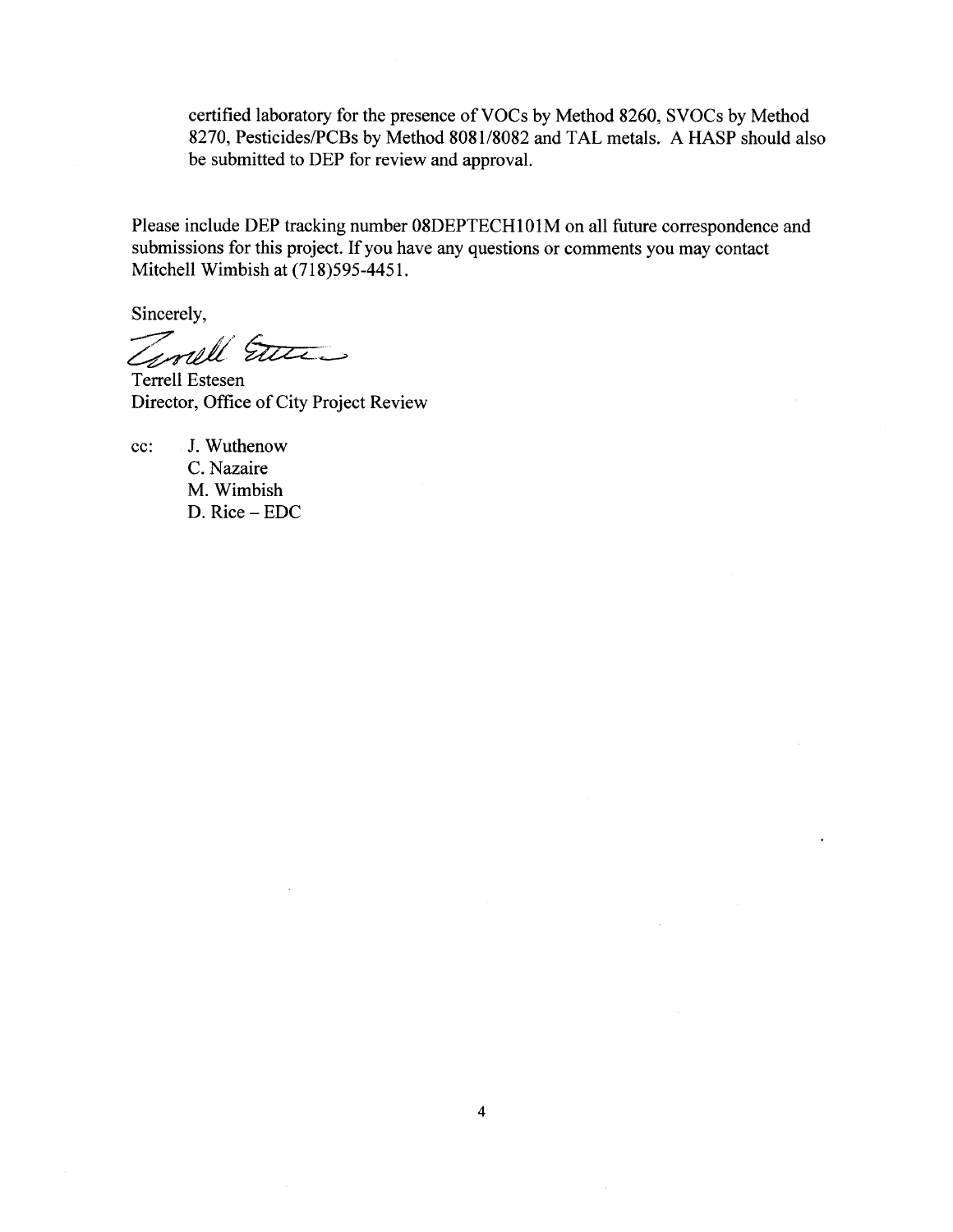certified laboratory for the presence of VOCs by Method 8260, SVOCs by Method 8270, Pesticides/PCBs by Method 8081/8082 and TAL metals. A HASP should also be submitted to DEP for review and approval.

Please include DEP tracking number 08DEPTECH101M on all future correspondence and submissions for this project. If you have any questions or comments you may contact Mitchell Wimbish at (718)595-4451.

Sincerely,

Terrell Estesen
Director, Office of City Project Review

cc: J. Wuthenow
C. Nazaire
M. Wimbish
D. Rice – EDC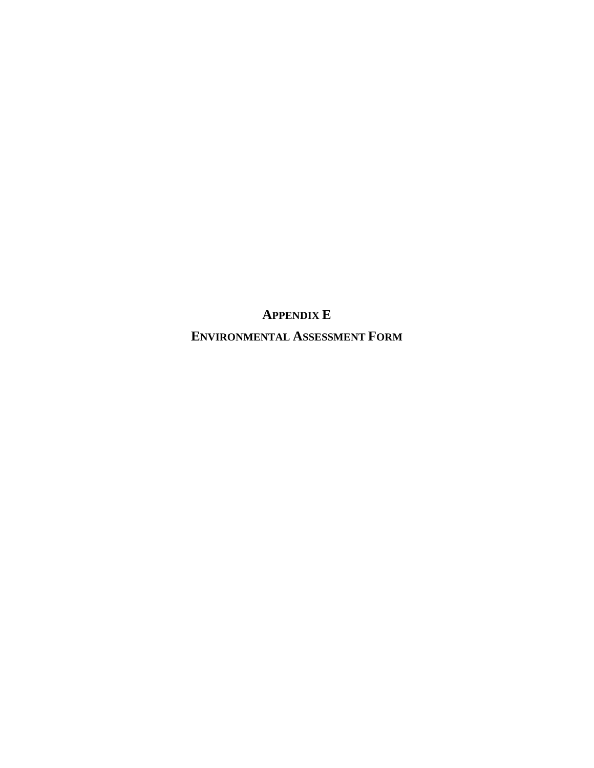# APPENDIX E

# ENVIRONMENTAL ASSESSMENT FORM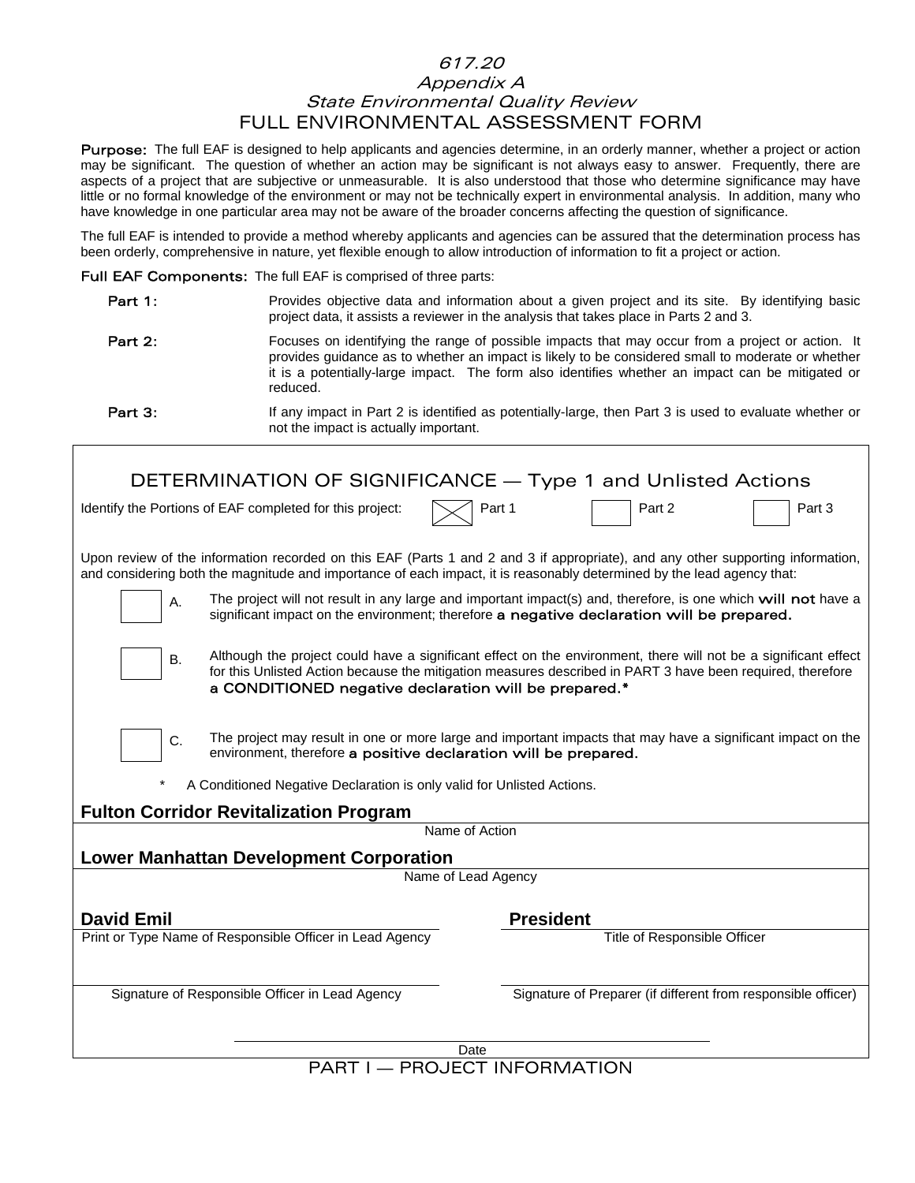*617.20*

*Appendix A*

*State Environmental Quality Review*

# FULL ENVIRONMENTAL ASSESSMENT FORM

**Purpose:** The full EAF is designed to help applicants and agencies determine, in an orderly manner, whether a project or action may be significant. The question of whether an action may be significant is not always easy to answer. Frequently, there are aspects of a project that are subjective or unmeasurable. It is also understood that those who determine significance may have little or no formal knowledge of the environment or may not be technically expert in environmental analysis. In addition, many who have knowledge in one particular area may not be aware of the broader concerns affecting the question of significance.

The full EAF is intended to provide a method whereby applicants and agencies can be assured that the determination process has been orderly, comprehensive in nature, yet flexible enough to allow introduction of information to fit a project or action.

**Full EAF Components:** The full EAF is comprised of three parts:

**Part 1:** Provides objective data and information about a given project and its site. By identifying basic project data, it assists a reviewer in the analysis that takes place in Parts 2 and 3.

**Part 2:** Focuses on identifying the range of possible impacts that may occur from a project or action. It provides guidance as to whether an impact is likely to be considered small to moderate or whether it is a potentially-large impact. The form also identifies whether an impact can be mitigated or reduced.

**Part 3:** If any impact in Part 2 is identified as potentially-large, then Part 3 is used to evaluate whether or not the impact is actually important.

## DETERMINATION OF SIGNIFICANCE — Type 1 and Unlisted Actions

Identify the Portions of EAF completed for this project: ☒ Part 1 ☐ Part 2 ☐ Part 3

Upon review of the information recorded on this EAF (Parts 1 and 2 and 3 if appropriate), and any other supporting information, and considering both the magnitude and importance of each impact, it is reasonably determined by the lead agency that:

☐ A. The project will not result in any large and important impact(s) and, therefore, is one which **will not** have a significant impact on the environment; therefore **a negative declaration will be prepared.**

☐ B. Although the project could have a significant effect on the environment, there will not be a significant effect for this Unlisted Action because the mitigation measures described in PART 3 have been required, therefore **a CONDITIONED negative declaration will be prepared.***

☐ C. The project may result in one or more large and important impacts that may have a significant impact on the environment, therefore **a positive declaration will be prepared.**

\* A Conditioned Negative Declaration is only valid for Unlisted Actions.

**Fulton Corridor Revitalization Program**
Name of Action

**Lower Manhattan Development Corporation**
Name of Lead Agency

**David Emil** — Print or Type Name of Responsible Officer in Lead Agency

**President** — Title of Responsible Officer

Signature of Responsible Officer in Lead Agency

Signature of Preparer (if different from responsible officer)

Date

## PART I — PROJECT INFORMATION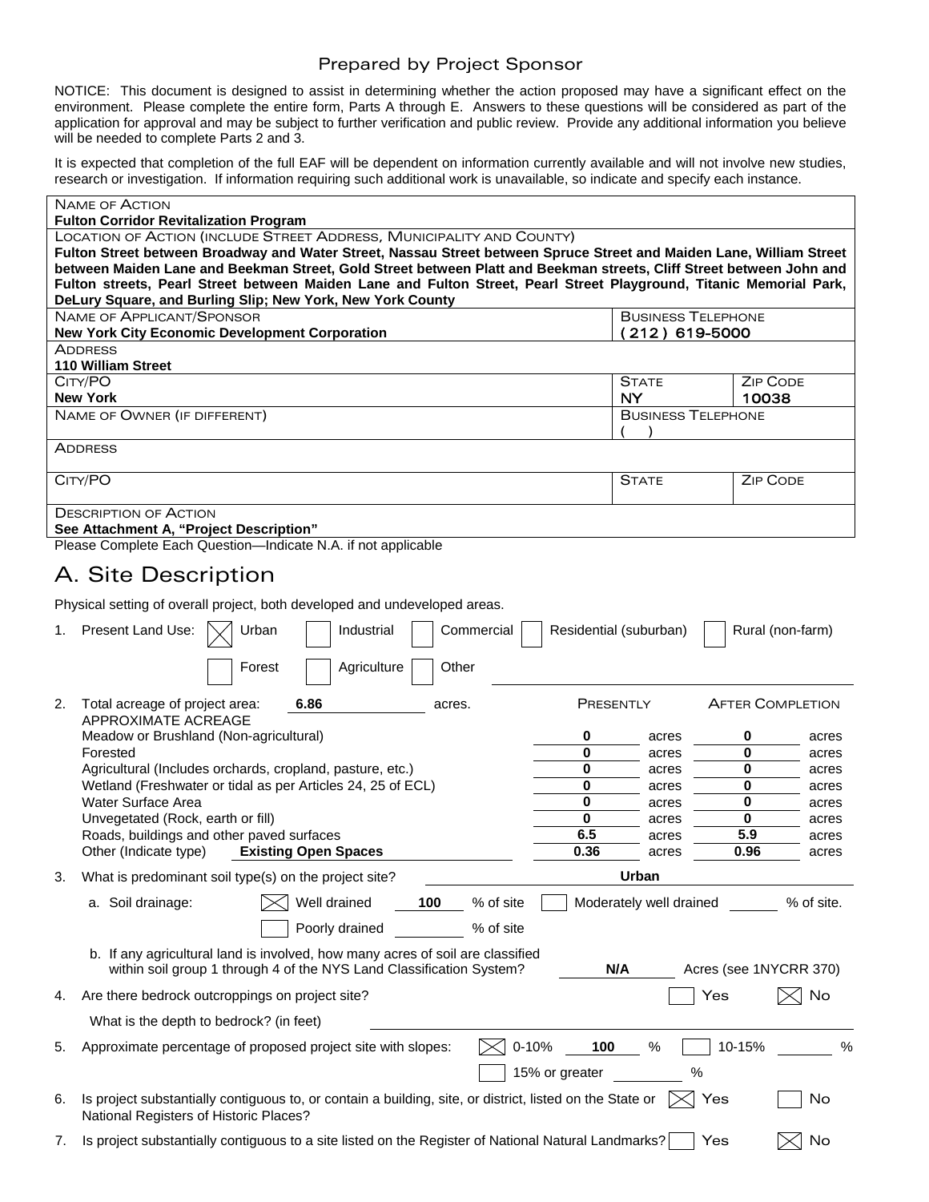Prepared by Project Sponsor

NOTICE: This document is designed to assist in determining whether the action proposed may have a significant effect on the environment. Please complete the entire form, Parts A through E. Answers to these questions will be considered as part of the application for approval and may be subject to further verification and public review. Provide any additional information you believe will be needed to complete Parts 2 and 3.

It is expected that completion of the full EAF will be dependent on information currently available and will not involve new studies, research or investigation. If information requiring such additional work is unavailable, so indicate and specify each instance.

| | | |
|---|---|---|
| NAME OF ACTION<br>**Fulton Corridor Revitalization Program** | | |
| LOCATION OF ACTION (INCLUDE STREET ADDRESS, MUNICIPALITY AND COUNTY)<br>**Fulton Street between Broadway and Water Street, Nassau Street between Spruce Street and Maiden Lane, William Street between Maiden Lane and Beekman Street, Gold Street between Platt and Beekman streets, Cliff Street between John and Fulton streets, Pearl Street between Maiden Lane and Fulton Street, Pearl Street Playground, Titanic Memorial Park, DeLury Square, and Burling Slip; New York, New York County** | | |
| NAME OF APPLICANT/SPONSOR<br>**New York City Economic Development Corporation** | BUSINESS TELEPHONE<br>(212) 619-5000 | |
| ADDRESS<br>**110 William Street** | | |
| CITY/PO<br>**New York** | STATE<br>NY | ZIP CODE<br>10038 |
| NAME OF OWNER (IF DIFFERENT) | BUSINESS TELEPHONE<br>( ) | |
| ADDRESS | | |
| CITY/PO | STATE | ZIP CODE |
| DESCRIPTION OF ACTION<br>**See Attachment A, "Project Description"** | | |

Please Complete Each Question—Indicate N.A. if not applicable

# A. Site Description

Physical setting of overall project, both developed and undeveloped areas.

1. Present Land Use: [X] Urban [ ] Industrial [ ] Commercial [ ] Residential (suburban) [ ] Rural (non-farm) [ ] Forest [ ] Agriculture [ ] Other ______

2. Total acreage of project area: **6.86** acres.

| APPROXIMATE ACREAGE | PRESENTLY | AFTER COMPLETION |
|---|---|---|
| Meadow or Brushland (Non-agricultural) | **0** acres | **0** acres |
| Forested | **0** acres | **0** acres |
| Agricultural (Includes orchards, cropland, pasture, etc.) | **0** acres | **0** acres |
| Wetland (Freshwater or tidal as per Articles 24, 25 of ECL) | **0** acres | **0** acres |
| Water Surface Area | **0** acres | **0** acres |
| Unvegetated (Rock, earth or fill) | **0** acres | **0** acres |
| Roads, buildings and other paved surfaces | **6.5** acres | **5.9** acres |
| Other (Indicate type) **Existing Open Spaces** | **0.36** acres | **0.96** acres |

3. What is predominant soil type(s) on the project site? **Urban**
   a. Soil drainage: [X] Well drained **100** % of site [ ] Moderately well drained ____ % of site. [ ] Poorly drained ____ % of site
   b. If any agricultural land is involved, how many acres of soil are classified within soil group 1 through 4 of the NYS Land Classification System? **N/A** Acres (see 1NYCRR 370)

4. Are there bedrock outcroppings on project site? [ ] Yes [X] No
   What is the depth to bedrock? (in feet) ______

5. Approximate percentage of proposed project site with slopes: [X] 0-10% **100** % [ ] 10-15% ____ % [ ] 15% or greater ____ %

6. Is project substantially contiguous to, or contain a building, site, or district, listed on the State or National Registers of Historic Places? [X] Yes [ ] No

7. Is project substantially contiguous to a site listed on the Register of National Natural Landmarks? [ ] Yes [X] No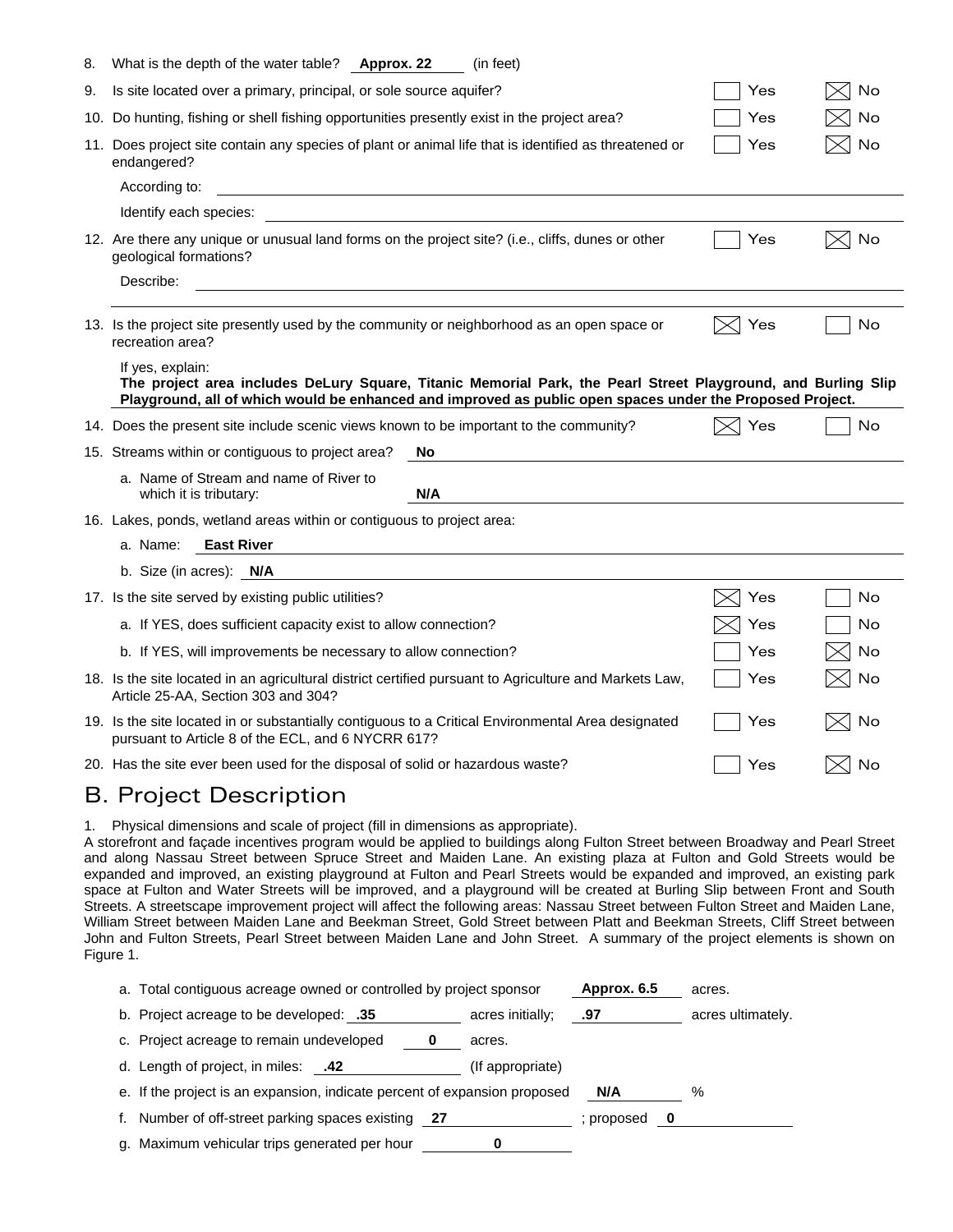8. What is the depth of the water table? **Approx. 22** (in feet)

9. Is site located over a primary, principal, or sole source aquifer? ☐ Yes ☒ No

10. Do hunting, fishing or shell fishing opportunities presently exist in the project area? ☐ Yes ☒ No

11. Does project site contain any species of plant or animal life that is identified as threatened or endangered? ☐ Yes ☒ No

    According to: 

    Identify each species: 

12. Are there any unique or unusual land forms on the project site? (i.e., cliffs, dunes or other geological formations? ☐ Yes ☒ No

    Describe: 

13. Is the project site presently used by the community or neighborhood as an open space or recreation area? ☒ Yes ☐ No

    If yes, explain:
    **The project area includes DeLury Square, Titanic Memorial Park, the Pearl Street Playground, and Burling Slip Playground, all of which would be enhanced and improved as public open spaces under the Proposed Project.**

14. Does the present site include scenic views known to be important to the community? ☒ Yes ☐ No

15. Streams within or contiguous to project area? **No**

    a. Name of Stream and name of River to which it is tributary: **N/A**

16. Lakes, ponds, wetland areas within or contiguous to project area:

    a. Name: **East River**

    b. Size (in acres): **N/A**

17. Is the site served by existing public utilities? ☒ Yes ☐ No

    a. If YES, does sufficient capacity exist to allow connection? ☒ Yes ☐ No

    b. If YES, will improvements be necessary to allow connection? ☐ Yes ☒ No

18. Is the site located in an agricultural district certified pursuant to Agriculture and Markets Law, Article 25-AA, Section 303 and 304? ☐ Yes ☒ No

19. Is the site located in or substantially contiguous to a Critical Environmental Area designated pursuant to Article 8 of the ECL, and 6 NYCRR 617? ☐ Yes ☒ No

20. Has the site ever been used for the disposal of solid or hazardous waste? ☐ Yes ☒ No

## B. Project Description

1. Physical dimensions and scale of project (fill in dimensions as appropriate).

A storefront and façade incentives program would be applied to buildings along Fulton Street between Broadway and Pearl Street and along Nassau Street between Spruce Street and Maiden Lane. An existing plaza at Fulton and Gold Streets would be expanded and improved, an existing playground at Fulton and Pearl Streets would be expanded and improved, an existing park space at Fulton and Water Streets will be improved, and a playground will be created at Burling Slip between Front and South Streets. A streetscape improvement project will affect the following areas: Nassau Street between Fulton Street and Maiden Lane, William Street between Maiden Lane and Beekman Street, Gold Street between Platt and Beekman Streets, Cliff Street between John and Fulton Streets, Pearl Street between Maiden Lane and John Street. A summary of the project elements is shown on Figure 1.

a. Total contiguous acreage owned or controlled by project sponsor **Approx. 6.5** acres.

b. Project acreage to be developed: **.35** acres initially; **.97** acres ultimately.

c. Project acreage to remain undeveloped **0** acres.

d. Length of project, in miles: **.42** (If appropriate)

e. If the project is an expansion, indicate percent of expansion proposed **N/A** %

f. Number of off-street parking spaces existing **27** ; proposed **0**

g. Maximum vehicular trips generated per hour **0**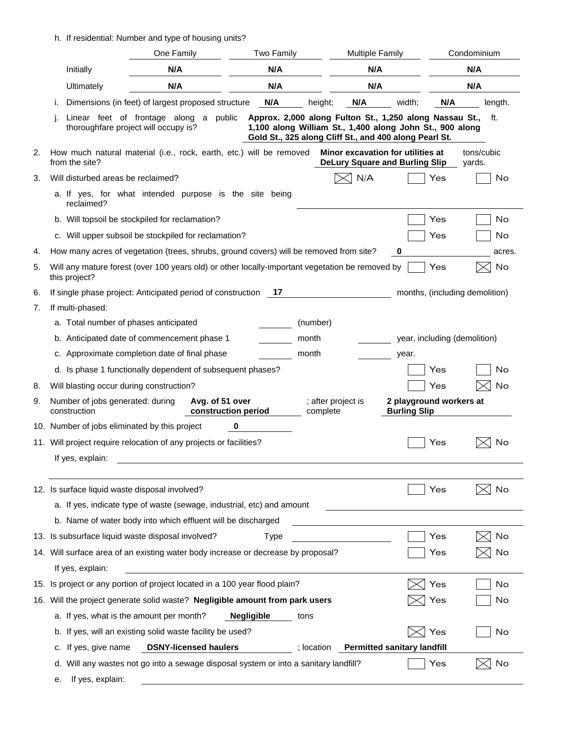h. If residential: Number and type of housing units?

| | One Family | Two Family | Multiple Family | Condominium |
|---|---|---|---|---|
| Initially | **N/A** | **N/A** | **N/A** | **N/A** |
| Ultimately | **N/A** | **N/A** | **N/A** | **N/A** |

i. Dimensions (in feet) of largest proposed structure **N/A** height; **N/A** width; **N/A** length.

j. Linear feet of frontage along a public thoroughfare project will occupy is? **Approx. 2,000 along Fulton St., 1,250 along Nassau St., 1,100 along William St., 1,400 along John St., 900 along Gold St., 325 along Cliff St., and 400 along Pearl St.** ft.

2. How much natural material (i.e., rock, earth, etc.) will be removed from the site? **Minor excavation for utilities at DeLury Square and Burling Slip** tons/cubic yards.

3. Will disturbed areas be reclaimed? ☒ N/A ☐ Yes ☐ No

   a. If yes, for what intended purpose is the site being reclaimed?

   b. Will topsoil be stockpiled for reclamation? ☐ Yes ☐ No

   c. Will upper subsoil be stockpiled for reclamation? ☐ Yes ☐ No

4. How many acres of vegetation (trees, shrubs, ground covers) will be removed from site? **0** acres.

5. Will any mature forest (over 100 years old) or other locally-important vegetation be removed by this project? ☐ Yes ☒ No

6. If single phase project: Anticipated period of construction **17** months, (including demolition)

7. If multi-phased:

   a. Total number of phases anticipated ______ (number)

   b. Anticipated date of commencement phase 1 ______ month ______ year, including (demolition)

   c. Approximate completion date of final phase ______ month ______ year.

   d. Is phase 1 functionally dependent of subsequent phases? ☐ Yes ☐ No

8. Will blasting occur during construction? ☐ Yes ☒ No

9. Number of jobs generated: during construction **Avg. of 51 over construction period** ; after project is complete **2 playground workers at Burling Slip**

10. Number of jobs eliminated by this project **0**

11. Will project require relocation of any projects or facilities? ☐ Yes ☒ No

    If yes, explain:

12. Is surface liquid waste disposal involved? ☐ Yes ☒ No

    a. If yes, indicate type of waste (sewage, industrial, etc) and amount

    b. Name of water body into which effluent will be discharged

13. Is subsurface liquid waste disposal involved? Type ______ ☐ Yes ☒ No

14. Will surface area of an existing water body increase or decrease by proposal? ☐ Yes ☒ No

    If yes, explain:

15. Is project or any portion of project located in a 100 year flood plain? ☒ Yes ☐ No

16. Will the project generate solid waste? **Negligible amount from park users** ☒ Yes ☐ No

    a. If yes, what is the amount per month? **Negligible** tons

    b. If yes, will an existing solid waste facility be used? ☒ Yes ☐ No

    c. If yes, give name **DSNY-licensed haulers** ; location **Permitted sanitary landfill**

    d. Will any wastes not go into a sewage disposal system or into a sanitary landfill? ☐ Yes ☒ No

    e. If yes, explain: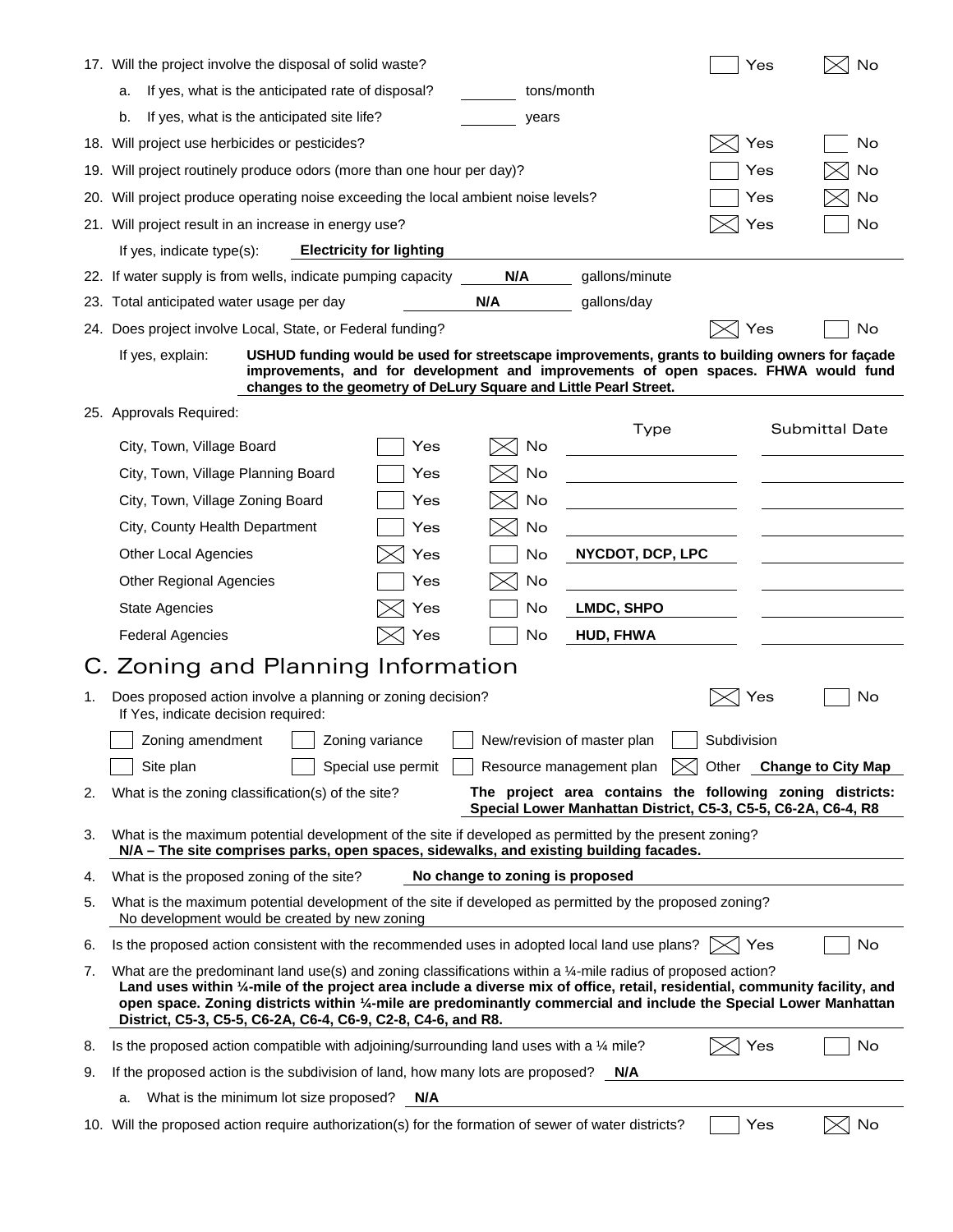17. Will the project involve the disposal of solid waste? ☐ Yes ☒ No
    a. If yes, what is the anticipated rate of disposal? ______ tons/month
    b. If yes, what is the anticipated site life? ______ years
18. Will project use herbicides or pesticides? ☒ Yes ☐ No
19. Will project routinely produce odors (more than one hour per day)? ☐ Yes ☒ No
20. Will project produce operating noise exceeding the local ambient noise levels? ☐ Yes ☒ No
21. Will project result in an increase in energy use? ☒ Yes ☐ No

    If yes, indicate type(s): **Electricity for lighting**
22. If water supply is from wells, indicate pumping capacity **N/A** gallons/minute
23. Total anticipated water usage per day **N/A** gallons/day
24. Does project involve Local, State, or Federal funding? ☒ Yes ☐ No

    If yes, explain: **USHUD funding would be used for streetscape improvements, grants to building owners for façade improvements, and for development and improvements of open spaces. FHWA would fund changes to the geometry of DeLury Square and Little Pearl Street.**
25. Approvals Required:

| | Yes | No | Type | Submittal Date |
|---|---|---|---|---|
| City, Town, Village Board | ☐ | ☒ | | |
| City, Town, Village Planning Board | ☐ | ☒ | | |
| City, Town, Village Zoning Board | ☐ | ☒ | | |
| City, County Health Department | ☐ | ☒ | | |
| Other Local Agencies | ☒ | ☐ | **NYCDOT, DCP, LPC** | |
| Other Regional Agencies | ☐ | ☒ | | |
| State Agencies | ☒ | ☐ | **LMDC, SHPO** | |
| Federal Agencies | ☒ | ☐ | **HUD, FHWA** | |

## C. Zoning and Planning Information

1. Does proposed action involve a planning or zoning decision? ☒ Yes ☐ No

   If Yes, indicate decision required:

   ☐ Zoning amendment ☐ Zoning variance ☐ New/revision of master plan ☐ Subdivision

   ☐ Site plan ☐ Special use permit ☐ Resource management plan ☒ Other **Change to City Map**
2. What is the zoning classification(s) of the site? **The project area contains the following zoning districts: Special Lower Manhattan District, C5-3, C5-5, C6-2A, C6-4, R8**
3. What is the maximum potential development of the site if developed as permitted by the present zoning?
   **N/A – The site comprises parks, open spaces, sidewalks, and existing building facades.**
4. What is the proposed zoning of the site? **No change to zoning is proposed**
5. What is the maximum potential development of the site if developed as permitted by the proposed zoning?
   No development would be created by new zoning
6. Is the proposed action consistent with the recommended uses in adopted local land use plans? ☒ Yes ☐ No
7. What are the predominant land use(s) and zoning classifications within a ¼-mile radius of proposed action?
   **Land uses within ¼-mile of the project area include a diverse mix of office, retail, residential, community facility, and open space. Zoning districts within ¼-mile are predominantly commercial and include the Special Lower Manhattan District, C5-3, C5-5, C6-2A, C6-4, C6-9, C2-8, C4-6, and R8.**
8. Is the proposed action compatible with adjoining/surrounding land uses with a ¼ mile? ☒ Yes ☐ No
9. If the proposed action is the subdivision of land, how many lots are proposed? **N/A**
   a. What is the minimum lot size proposed? **N/A**
10. Will the proposed action require authorization(s) for the formation of sewer of water districts? ☐ Yes ☒ No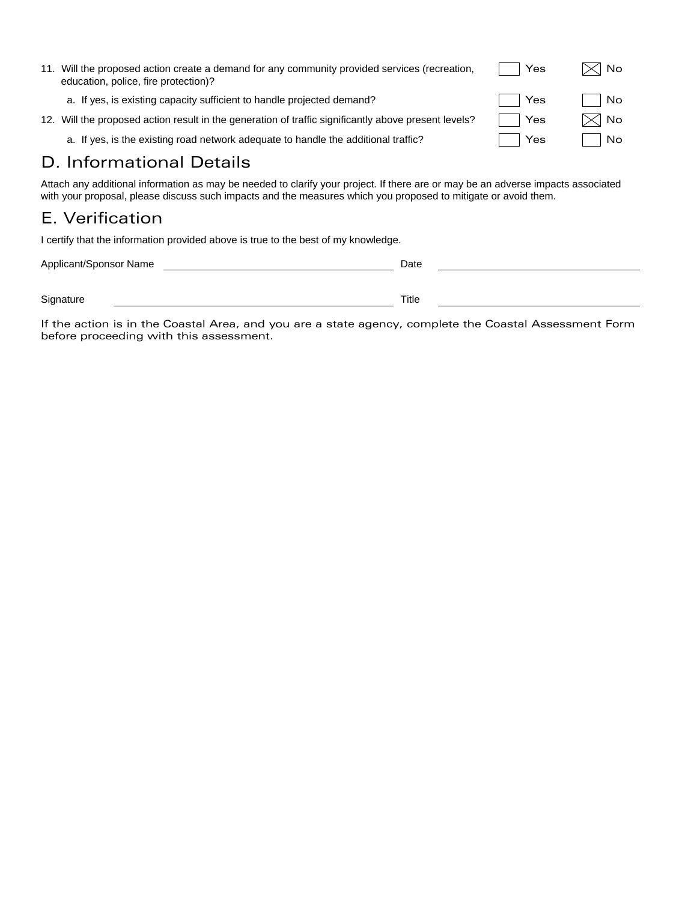11. Will the proposed action create a demand for any community provided services (recreation, education, police, fire protection)? ☐ Yes ☒ No

    a. If yes, is existing capacity sufficient to handle projected demand? ☐ Yes ☐ No

12. Will the proposed action result in the generation of traffic significantly above present levels? ☐ Yes ☒ No

    a. If yes, is the existing road network adequate to handle the additional traffic? ☐ Yes ☐ No

## D. Informational Details

Attach any additional information as may be needed to clarify your project. If there are or may be an adverse impacts associated with your proposal, please discuss such impacts and the measures which you proposed to mitigate or avoid them.

## E. Verification

I certify that the information provided above is true to the best of my knowledge.

Applicant/Sponsor Name ______________________ Date ______________________

Signature ______________________ Title ______________________

If the action is in the Coastal Area, and you are a state agency, complete the Coastal Assessment Form before proceeding with this assessment.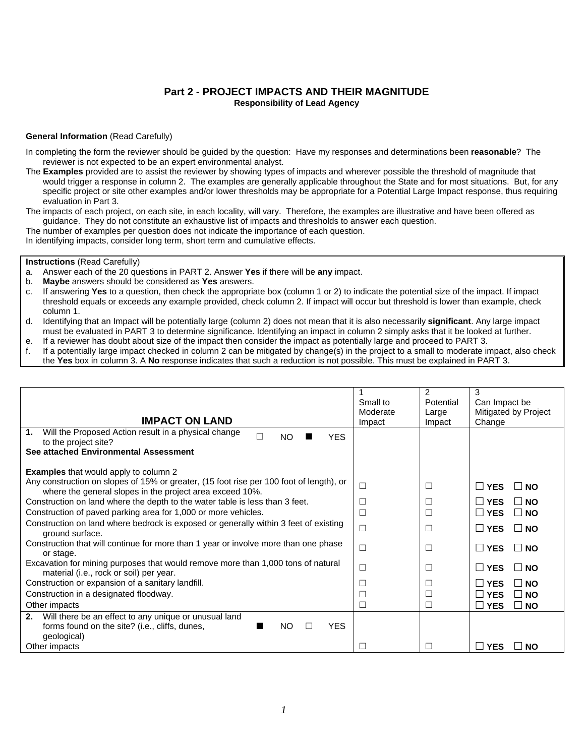## Part 2 - PROJECT IMPACTS AND THEIR MAGNITUDE

**Responsibility of Lead Agency**

**General Information** (Read Carefully)

In completing the form the reviewer should be guided by the question: Have my responses and determinations been **reasonable**? The reviewer is not expected to be an expert environmental analyst.

The **Examples** provided are to assist the reviewer by showing types of impacts and wherever possible the threshold of magnitude that would trigger a response in column 2. The examples are generally applicable throughout the State and for most situations. But, for any specific project or site other examples and/or lower thresholds may be appropriate for a Potential Large Impact response, thus requiring evaluation in Part 3.

The impacts of each project, on each site, in each locality, will vary. Therefore, the examples are illustrative and have been offered as guidance. They do not constitute an exhaustive list of impacts and thresholds to answer each question.

The number of examples per question does not indicate the importance of each question.

In identifying impacts, consider long term, short term and cumulative effects.

**Instructions** (Read Carefully)

a. Answer each of the 20 questions in PART 2. Answer **Yes** if there will be **any** impact.
b. **Maybe** answers should be considered as **Yes** answers.
c. If answering **Yes** to a question, then check the appropriate box (column 1 or 2) to indicate the potential size of the impact. If impact threshold equals or exceeds any example provided, check column 2. If impact will occur but threshold is lower than example, check column 1.
d. Identifying that an Impact will be potentially large (column 2) does not mean that it is also necessarily **significant**. Any large impact must be evaluated in PART 3 to determine significance. Identifying an impact in column 2 simply asks that it be looked at further.
e. If a reviewer has doubt about size of the impact then consider the impact as potentially large and proceed to PART 3.
f. If a potentially large impact checked in column 2 can be mitigated by change(s) in the project to a small to moderate impact, also check the **Yes** box in column 3. A **No** response indicates that such a reduction is not possible. This must be explained in PART 3.

| **IMPACT ON LAND** | 1 Small to Moderate Impact | 2 Potential Large Impact | 3 Can Impact be Mitigated by Project Change |
|---|---|---|---|
| **1.** Will the Proposed Action result in a physical change to the project site? ☐ NO ■ YES | | | |
| **See attached Environmental Assessment** | | | |
| **Examples** that would apply to column 2 | | | |
| Any construction on slopes of 15% or greater, (15 foot rise per 100 foot of length), or where the general slopes in the project area exceed 10%. | ☐ | ☐ | ☐ **YES** ☐ **NO** |
| Construction on land where the depth to the water table is less than 3 feet. | ☐ | ☐ | ☐ **YES** ☐ **NO** |
| Construction of paved parking area for 1,000 or more vehicles. | ☐ | ☐ | ☐ **YES** ☐ **NO** |
| Construction on land where bedrock is exposed or generally within 3 feet of existing ground surface. | ☐ | ☐ | ☐ **YES** ☐ **NO** |
| Construction that will continue for more than 1 year or involve more than one phase or stage. | ☐ | ☐ | ☐ **YES** ☐ **NO** |
| Excavation for mining purposes that would remove more than 1,000 tons of natural material (i.e., rock or soil) per year. | ☐ | ☐ | ☐ **YES** ☐ **NO** |
| Construction or expansion of a sanitary landfill. | ☐ | ☐ | ☐ **YES** ☐ **NO** |
| Construction in a designated floodway. | ☐ | ☐ | ☐ **YES** ☐ **NO** |
| Other impacts | ☐ | ☐ | ☐ **YES** ☐ **NO** |
| **2.** Will there be an effect to any unique or unusual land forms found on the site? (i.e., cliffs, dunes, geological) ■ NO ☐ YES | | | |
| Other impacts | ☐ | ☐ | ☐ **YES** ☐ **NO** |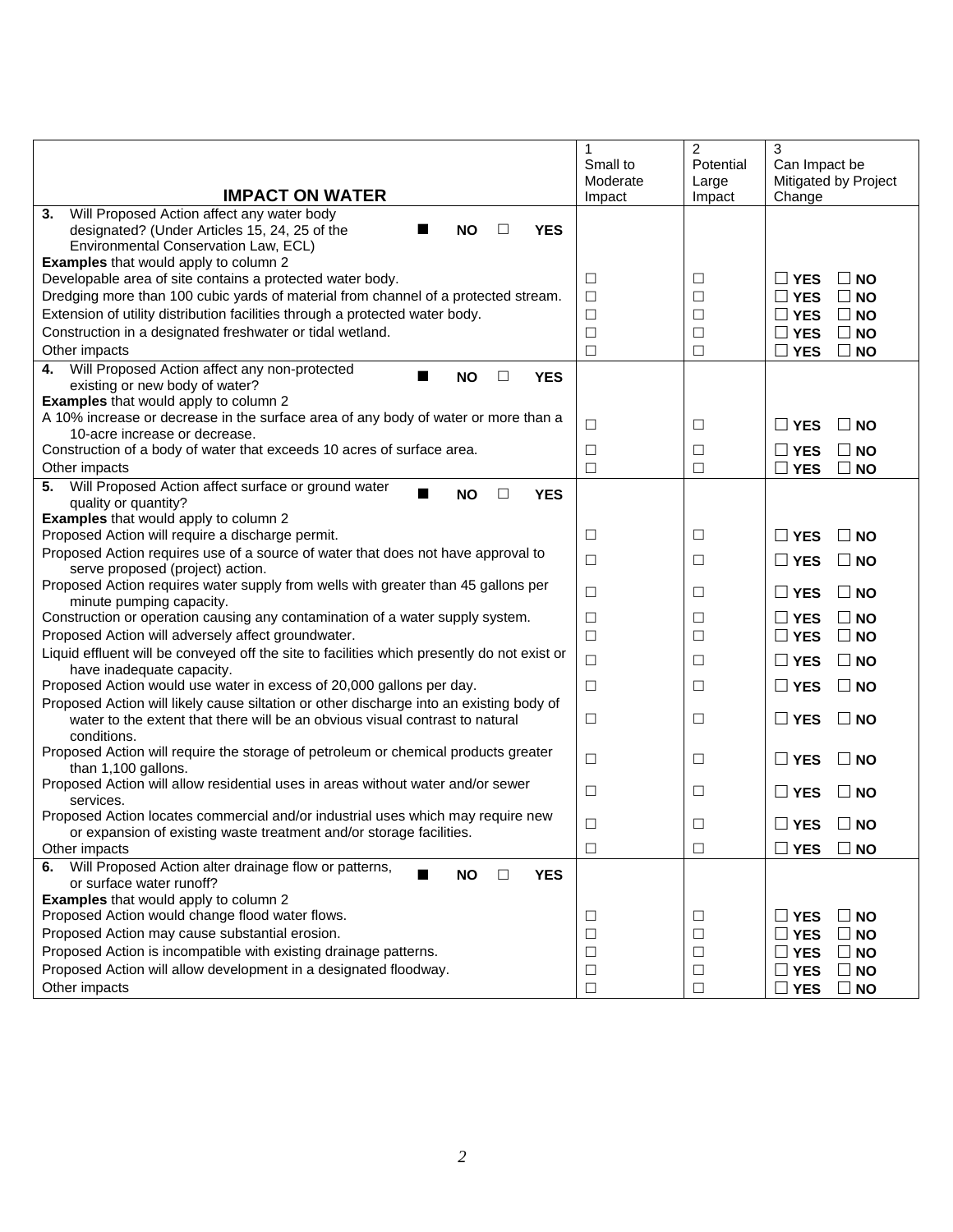| IMPACT ON WATER | 1 Small to Moderate Impact | 2 Potential Large Impact | 3 Can Impact be Mitigated by Project Change |
|---|---|---|---|
| **3.** Will Proposed Action affect any water body designated? (Under Articles 15, 24, 25 of the Environmental Conservation Law, ECL) ■ **NO** ☐ **YES** | | | |
| **Examples** that would apply to column 2 | | | |
| Developable area of site contains a protected water body. | ☐ | ☐ | ☐ **YES** ☐ **NO** |
| Dredging more than 100 cubic yards of material from channel of a protected stream. | ☐ | ☐ | ☐ **YES** ☐ **NO** |
| Extension of utility distribution facilities through a protected water body. | ☐ | ☐ | ☐ **YES** ☐ **NO** |
| Construction in a designated freshwater or tidal wetland. | ☐ | ☐ | ☐ **YES** ☐ **NO** |
| Other impacts | ☐ | ☐ | ☐ **YES** ☐ **NO** |
| **4.** Will Proposed Action affect any non-protected existing or new body of water? ■ **NO** ☐ **YES** | | | |
| **Examples** that would apply to column 2 | | | |
| A 10% increase or decrease in the surface area of any body of water or more than a 10-acre increase or decrease. | ☐ | ☐ | ☐ **YES** ☐ **NO** |
| Construction of a body of water that exceeds 10 acres of surface area. | ☐ | ☐ | ☐ **YES** ☐ **NO** |
| Other impacts | ☐ | ☐ | ☐ **YES** ☐ **NO** |
| **5.** Will Proposed Action affect surface or ground water quality or quantity? ■ **NO** ☐ **YES** | | | |
| **Examples** that would apply to column 2 | | | |
| Proposed Action will require a discharge permit. | ☐ | ☐ | ☐ **YES** ☐ **NO** |
| Proposed Action requires use of a source of water that does not have approval to serve proposed (project) action. | ☐ | ☐ | ☐ **YES** ☐ **NO** |
| Proposed Action requires water supply from wells with greater than 45 gallons per minute pumping capacity. | ☐ | ☐ | ☐ **YES** ☐ **NO** |
| Construction or operation causing any contamination of a water supply system. | ☐ | ☐ | ☐ **YES** ☐ **NO** |
| Proposed Action will adversely affect groundwater. | ☐ | ☐ | ☐ **YES** ☐ **NO** |
| Liquid effluent will be conveyed off the site to facilities which presently do not exist or have inadequate capacity. | ☐ | ☐ | ☐ **YES** ☐ **NO** |
| Proposed Action would use water in excess of 20,000 gallons per day. | ☐ | ☐ | ☐ **YES** ☐ **NO** |
| Proposed Action will likely cause siltation or other discharge into an existing body of water to the extent that there will be an obvious visual contrast to natural conditions. | ☐ | ☐ | ☐ **YES** ☐ **NO** |
| Proposed Action will require the storage of petroleum or chemical products greater than 1,100 gallons. | ☐ | ☐ | ☐ **YES** ☐ **NO** |
| Proposed Action will allow residential uses in areas without water and/or sewer services. | ☐ | ☐ | ☐ **YES** ☐ **NO** |
| Proposed Action locates commercial and/or industrial uses which may require new or expansion of existing waste treatment and/or storage facilities. | ☐ | ☐ | ☐ **YES** ☐ **NO** |
| Other impacts | ☐ | ☐ | ☐ **YES** ☐ **NO** |
| **6.** Will Proposed Action alter drainage flow or patterns, or surface water runoff? ■ **NO** ☐ **YES** | | | |
| **Examples** that would apply to column 2 | | | |
| Proposed Action would change flood water flows. | ☐ | ☐ | ☐ **YES** ☐ **NO** |
| Proposed Action may cause substantial erosion. | ☐ | ☐ | ☐ **YES** ☐ **NO** |
| Proposed Action is incompatible with existing drainage patterns. | ☐ | ☐ | ☐ **YES** ☐ **NO** |
| Proposed Action will allow development in a designated floodway. | ☐ | ☐ | ☐ **YES** ☐ **NO** |
| Other impacts | ☐ | ☐ | ☐ **YES** ☐ **NO** |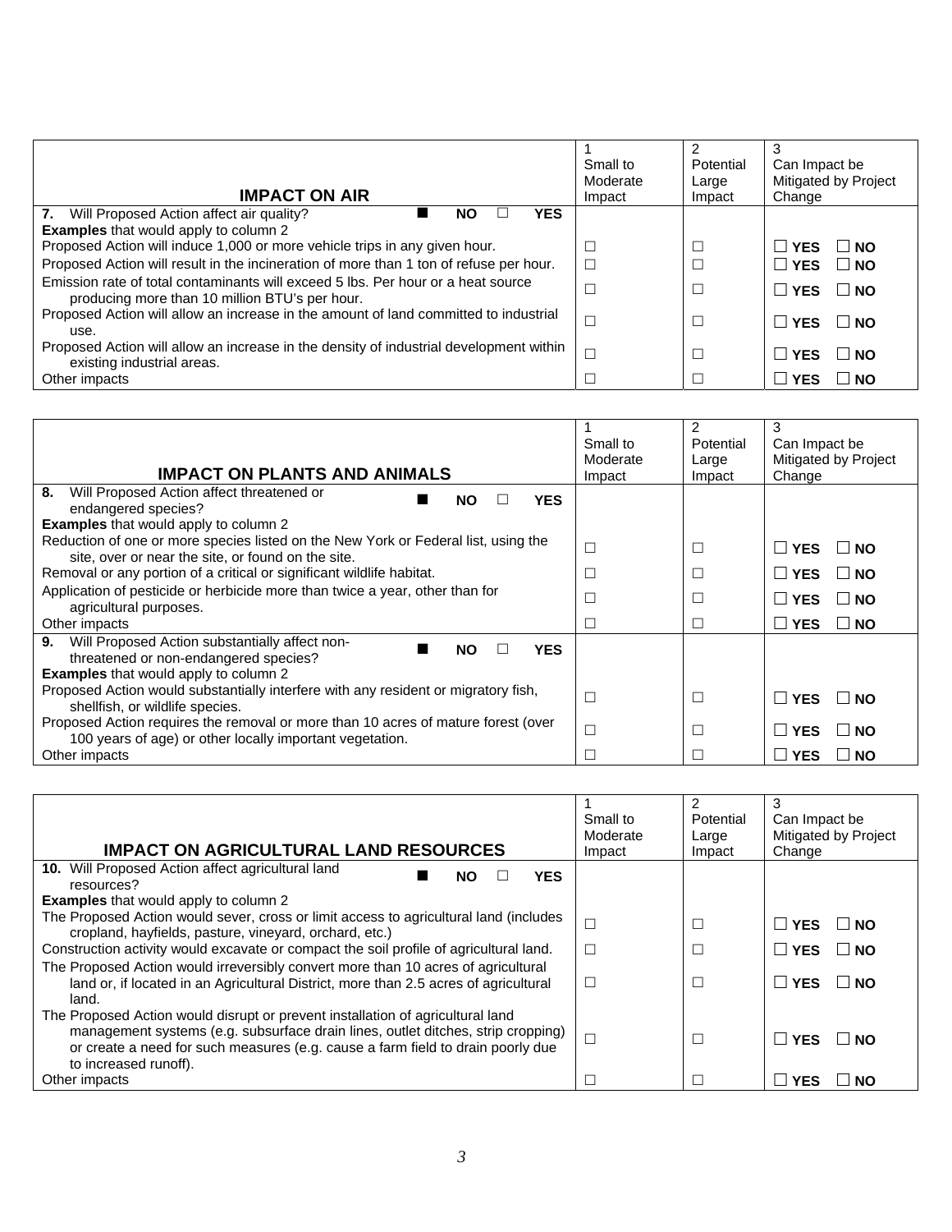| **IMPACT ON AIR** | 1<br>Small to Moderate Impact | 2<br>Potential Large Impact | 3<br>Can Impact be Mitigated by Project Change |
|---|---|---|---|
| **7.** Will Proposed Action affect air quality? ■ **NO** ☐ **YES** | | | |
| **Examples** that would apply to column 2 | | | |
| Proposed Action will induce 1,000 or more vehicle trips in any given hour. | ☐ | ☐ | ☐ **YES** ☐ **NO** |
| Proposed Action will result in the incineration of more than 1 ton of refuse per hour. | ☐ | ☐ | ☐ **YES** ☐ **NO** |
| Emission rate of total contaminants will exceed 5 lbs. Per hour or a heat source producing more than 10 million BTU's per hour. | ☐ | ☐ | ☐ **YES** ☐ **NO** |
| Proposed Action will allow an increase in the amount of land committed to industrial use. | ☐ | ☐ | ☐ **YES** ☐ **NO** |
| Proposed Action will allow an increase in the density of industrial development within existing industrial areas. | ☐ | ☐ | ☐ **YES** ☐ **NO** |
| Other impacts | ☐ | ☐ | ☐ **YES** ☐ **NO** |

| **IMPACT ON PLANTS AND ANIMALS** | 1<br>Small to Moderate Impact | 2<br>Potential Large Impact | 3<br>Can Impact be Mitigated by Project Change |
|---|---|---|---|
| **8.** Will Proposed Action affect threatened or endangered species? ■ **NO** ☐ **YES** | | | |
| **Examples** that would apply to column 2 | | | |
| Reduction of one or more species listed on the New York or Federal list, using the site, over or near the site, or found on the site. | ☐ | ☐ | ☐ **YES** ☐ **NO** |
| Removal or any portion of a critical or significant wildlife habitat. | ☐ | ☐ | ☐ **YES** ☐ **NO** |
| Application of pesticide or herbicide more than twice a year, other than for agricultural purposes. | ☐ | ☐ | ☐ **YES** ☐ **NO** |
| Other impacts | ☐ | ☐ | ☐ **YES** ☐ **NO** |
| **9.** Will Proposed Action substantially affect non-threatened or non-endangered species? ■ **NO** ☐ **YES** | | | |
| **Examples** that would apply to column 2 | | | |
| Proposed Action would substantially interfere with any resident or migratory fish, shellfish, or wildlife species. | ☐ | ☐ | ☐ **YES** ☐ **NO** |
| Proposed Action requires the removal or more than 10 acres of mature forest (over 100 years of age) or other locally important vegetation. | ☐ | ☐ | ☐ **YES** ☐ **NO** |
| Other impacts | ☐ | ☐ | ☐ **YES** ☐ **NO** |

| **IMPACT ON AGRICULTURAL LAND RESOURCES** | 1<br>Small to Moderate Impact | 2<br>Potential Large Impact | 3<br>Can Impact be Mitigated by Project Change |
|---|---|---|---|
| **10.** Will Proposed Action affect agricultural land resources? ■ **NO** ☐ **YES** | | | |
| **Examples** that would apply to column 2 | | | |
| The Proposed Action would sever, cross or limit access to agricultural land (includes cropland, hayfields, pasture, vineyard, orchard, etc.) | ☐ | ☐ | ☐ **YES** ☐ **NO** |
| Construction activity would excavate or compact the soil profile of agricultural land. | ☐ | ☐ | ☐ **YES** ☐ **NO** |
| The Proposed Action would irreversibly convert more than 10 acres of agricultural land or, if located in an Agricultural District, more than 2.5 acres of agricultural land. | ☐ | ☐ | ☐ **YES** ☐ **NO** |
| The Proposed Action would disrupt or prevent installation of agricultural land management systems (e.g. subsurface drain lines, outlet ditches, strip cropping) or create a need for such measures (e.g. cause a farm field to drain poorly due to increased runoff). | ☐ | ☐ | ☐ **YES** ☐ **NO** |
| Other impacts | ☐ | ☐ | ☐ **YES** ☐ **NO** |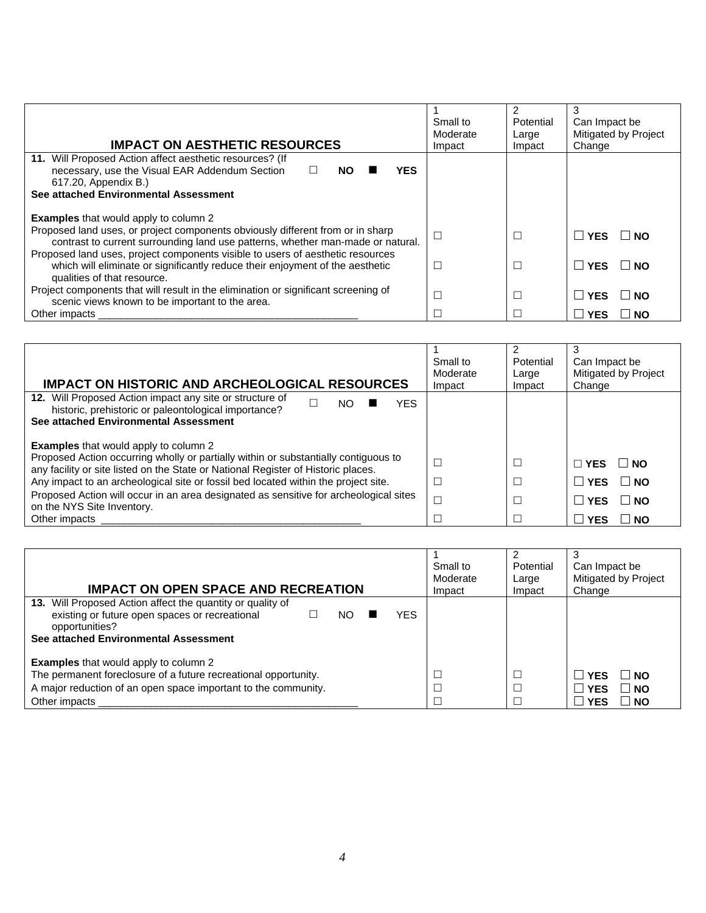| IMPACT ON AESTHETIC RESOURCES | 1<br>Small to Moderate Impact | 2<br>Potential Large Impact | 3<br>Can Impact be Mitigated by Project Change |
|---|---|---|---|
| **11.** Will Proposed Action affect aesthetic resources? (If necessary, use the Visual EAR Addendum Section 617.20, Appendix B.) ☐ **NO** ■ **YES**<br>**See attached Environmental Assessment** | | | |
| **Examples** that would apply to column 2<br>Proposed land uses, or project components obviously different from or in sharp contrast to current surrounding land use patterns, whether man-made or natural. | ☐ | ☐ | ☐ **YES** ☐ **NO** |
| Proposed land uses, project components visible to users of aesthetic resources which will eliminate or significantly reduce their enjoyment of the aesthetic qualities of that resource. | ☐ | ☐ | ☐ **YES** ☐ **NO** |
| Project components that will result in the elimination or significant screening of scenic views known to be important to the area. | ☐ | ☐ | ☐ **YES** ☐ **NO** |
| Other impacts ______________________________________________ | ☐ | ☐ | ☐ **YES** ☐ **NO** |

| IMPACT ON HISTORIC AND ARCHEOLOGICAL RESOURCES | 1<br>Small to Moderate Impact | 2<br>Potential Large Impact | 3<br>Can Impact be Mitigated by Project Change |
|---|---|---|---|
| **12.** Will Proposed Action impact any site or structure of historic, prehistoric or paleontological importance? ☐ NO ■ YES<br>**See attached Environmental Assessment** | | | |
| **Examples** that would apply to column 2<br>Proposed Action occurring wholly or partially within or substantially contiguous to any facility or site listed on the State or National Register of Historic places. | ☐ | ☐ | ☐ **YES** ☐ **NO** |
| Any impact to an archeological site or fossil bed located within the project site. | ☐ | ☐ | ☐ **YES** ☐ **NO** |
| Proposed Action will occur in an area designated as sensitive for archeological sites on the NYS Site Inventory. | ☐ | ☐ | ☐ **YES** ☐ **NO** |
| Other impacts ______________________________________________ | ☐ | ☐ | ☐ **YES** ☐ **NO** |

| IMPACT ON OPEN SPACE AND RECREATION | 1<br>Small to Moderate Impact | 2<br>Potential Large Impact | 3<br>Can Impact be Mitigated by Project Change |
|---|---|---|---|
| **13.** Will Proposed Action affect the quantity or quality of existing or future open spaces or recreational opportunities? ☐ NO ■ YES<br>**See attached Environmental Assessment** | | | |
| **Examples** that would apply to column 2<br>The permanent foreclosure of a future recreational opportunity. | ☐ | ☐ | ☐ **YES** ☐ **NO** |
| A major reduction of an open space important to the community. | ☐ | ☐ | ☐ **YES** ☐ **NO** |
| Other impacts ______________________________________________ | ☐ | ☐ | ☐ **YES** ☐ **NO** |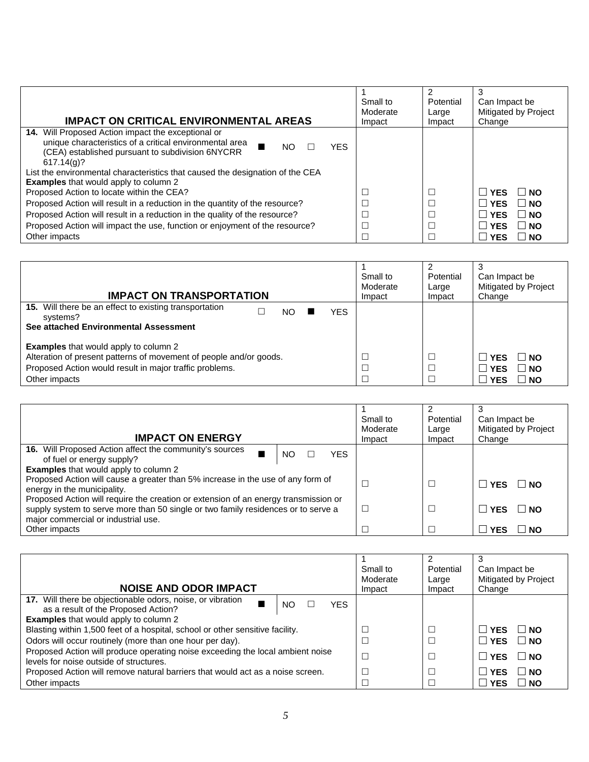| IMPACT ON CRITICAL ENVIRONMENTAL AREAS | 1<br>Small to Moderate Impact | 2<br>Potential Large Impact | 3<br>Can Impact be Mitigated by Project Change |
|---|---|---|---|
| **14.** Will Proposed Action impact the exceptional or unique characteristics of a critical environmental area (CEA) established pursuant to subdivision 6NYCRR 617.14(g)? ■ NO ☐ YES | | | |
| List the environmental characteristics that caused the designation of the CEA<br>**Examples** that would apply to column 2 | | | |
| Proposed Action to locate within the CEA? | ☐ | ☐ | ☐ YES ☐ NO |
| Proposed Action will result in a reduction in the quantity of the resource? | ☐ | ☐ | ☐ YES ☐ NO |
| Proposed Action will result in a reduction in the quality of the resource? | ☐ | ☐ | ☐ YES ☐ NO |
| Proposed Action will impact the use, function or enjoyment of the resource? | ☐ | ☐ | ☐ YES ☐ NO |
| Other impacts | ☐ | ☐ | ☐ YES ☐ NO |

| IMPACT ON TRANSPORTATION | 1<br>Small to Moderate Impact | 2<br>Potential Large Impact | 3<br>Can Impact be Mitigated by Project Change |
|---|---|---|---|
| **15.** Will there be an effect to existing transportation systems? ☐ NO ■ YES<br>**See attached Environmental Assessment** | | | |
| **Examples** that would apply to column 2 | | | |
| Alteration of present patterns of movement of people and/or goods. | ☐ | ☐ | ☐ YES ☐ NO |
| Proposed Action would result in major traffic problems. | ☐ | ☐ | ☐ YES ☐ NO |
| Other impacts | ☐ | ☐ | ☐ YES ☐ NO |

| IMPACT ON ENERGY | 1<br>Small to Moderate Impact | 2<br>Potential Large Impact | 3<br>Can Impact be Mitigated by Project Change |
|---|---|---|---|
| **16.** Will Proposed Action affect the community's sources of fuel or energy supply? ■ NO ☐ YES | | | |
| **Examples** that would apply to column 2 | | | |
| Proposed Action will cause a greater than 5% increase in the use of any form of energy in the municipality. | ☐ | ☐ | ☐ YES ☐ NO |
| Proposed Action will require the creation or extension of an energy transmission or supply system to serve more than 50 single or two family residences or to serve a major commercial or industrial use. | ☐ | ☐ | ☐ YES ☐ NO |
| Other impacts | ☐ | ☐ | ☐ YES ☐ NO |

| NOISE AND ODOR IMPACT | 1<br>Small to Moderate Impact | 2<br>Potential Large Impact | 3<br>Can Impact be Mitigated by Project Change |
|---|---|---|---|
| **17.** Will there be objectionable odors, noise, or vibration as a result of the Proposed Action? ■ NO ☐ YES | | | |
| **Examples** that would apply to column 2 | | | |
| Blasting within 1,500 feet of a hospital, school or other sensitive facility. | ☐ | ☐ | ☐ YES ☐ NO |
| Odors will occur routinely (more than one hour per day). | ☐ | ☐ | ☐ YES ☐ NO |
| Proposed Action will produce operating noise exceeding the local ambient noise levels for noise outside of structures. | ☐ | ☐ | ☐ YES ☐ NO |
| Proposed Action will remove natural barriers that would act as a noise screen. | ☐ | ☐ | ☐ YES ☐ NO |
| Other impacts | ☐ | ☐ | ☐ YES ☐ NO |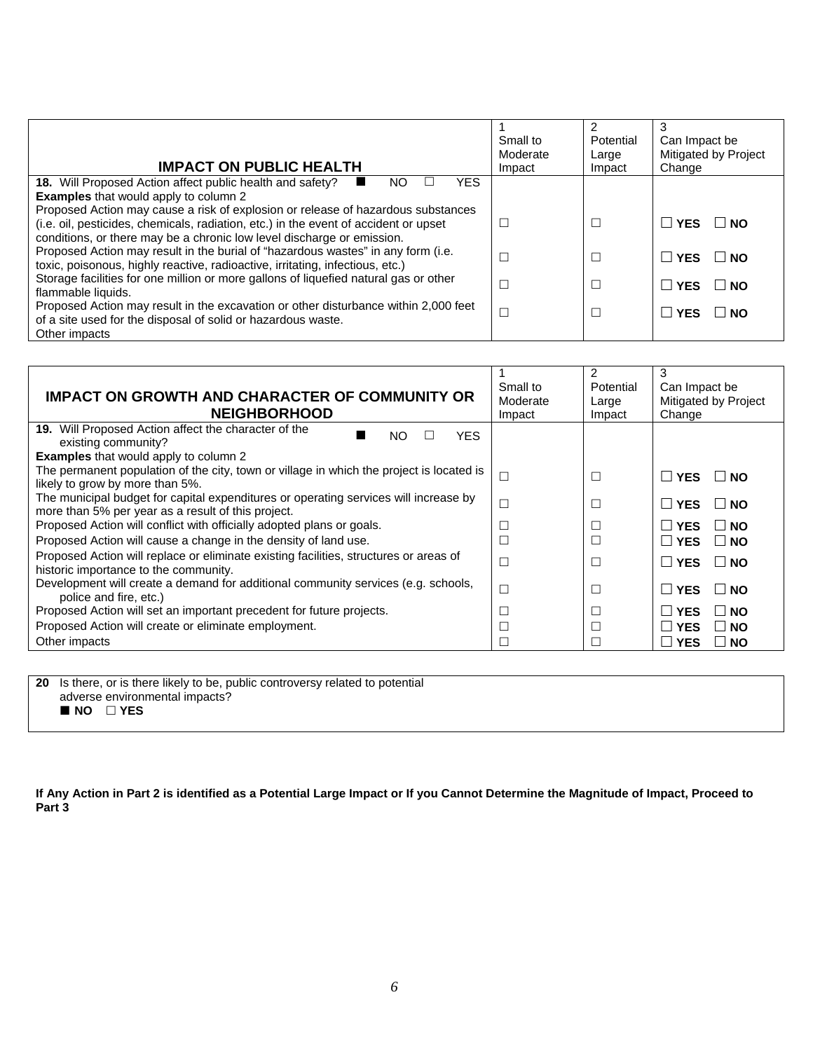| IMPACT ON PUBLIC HEALTH | 1 Small to Moderate Impact | 2 Potential Large Impact | 3 Can Impact be Mitigated by Project Change |
|---|---|---|---|
| **18.** Will Proposed Action affect public health and safety? ■ NO ☐ YES | | | |
| **Examples** that would apply to column 2 | | | |
| Proposed Action may cause a risk of explosion or release of hazardous substances (i.e. oil, pesticides, chemicals, radiation, etc.) in the event of accident or upset conditions, or there may be a chronic low level discharge or emission. | ☐ | ☐ | ☐ **YES** ☐ **NO** |
| Proposed Action may result in the burial of "hazardous wastes" in any form (i.e. toxic, poisonous, highly reactive, radioactive, irritating, infectious, etc.) | ☐ | ☐ | ☐ **YES** ☐ **NO** |
| Storage facilities for one million or more gallons of liquefied natural gas or other flammable liquids. | ☐ | ☐ | ☐ **YES** ☐ **NO** |
| Proposed Action may result in the excavation or other disturbance within 2,000 feet of a site used for the disposal of solid or hazardous waste. | ☐ | ☐ | ☐ **YES** ☐ **NO** |
| Other impacts | | | |

| IMPACT ON GROWTH AND CHARACTER OF COMMUNITY OR NEIGHBORHOOD | 1 Small to Moderate Impact | 2 Potential Large Impact | 3 Can Impact be Mitigated by Project Change |
|---|---|---|---|
| **19.** Will Proposed Action affect the character of the existing community? ■ NO ☐ YES | | | |
| **Examples** that would apply to column 2 | | | |
| The permanent population of the city, town or village in which the project is located is likely to grow by more than 5%. | ☐ | ☐ | ☐ **YES** ☐ **NO** |
| The municipal budget for capital expenditures or operating services will increase by more than 5% per year as a result of this project. | ☐ | ☐ | ☐ **YES** ☐ **NO** |
| Proposed Action will conflict with officially adopted plans or goals. | ☐ | ☐ | ☐ **YES** ☐ **NO** |
| Proposed Action will cause a change in the density of land use. | ☐ | ☐ | ☐ **YES** ☐ **NO** |
| Proposed Action will replace or eliminate existing facilities, structures or areas of historic importance to the community. | ☐ | ☐ | ☐ **YES** ☐ **NO** |
| Development will create a demand for additional community services (e.g. schools, police and fire, etc.) | ☐ | ☐ | ☐ **YES** ☐ **NO** |
| Proposed Action will set an important precedent for future projects. | ☐ | ☐ | ☐ **YES** ☐ **NO** |
| Proposed Action will create or eliminate employment. | ☐ | ☐ | ☐ **YES** ☐ **NO** |
| Other impacts | ☐ | ☐ | ☐ **YES** ☐ **NO** |

**20** Is there, or is there likely to be, public controversy related to potential adverse environmental impacts?

■ **NO** ☐ **YES**

**If Any Action in Part 2 is identified as a Potential Large Impact or If you Cannot Determine the Magnitude of Impact, Proceed to Part 3**